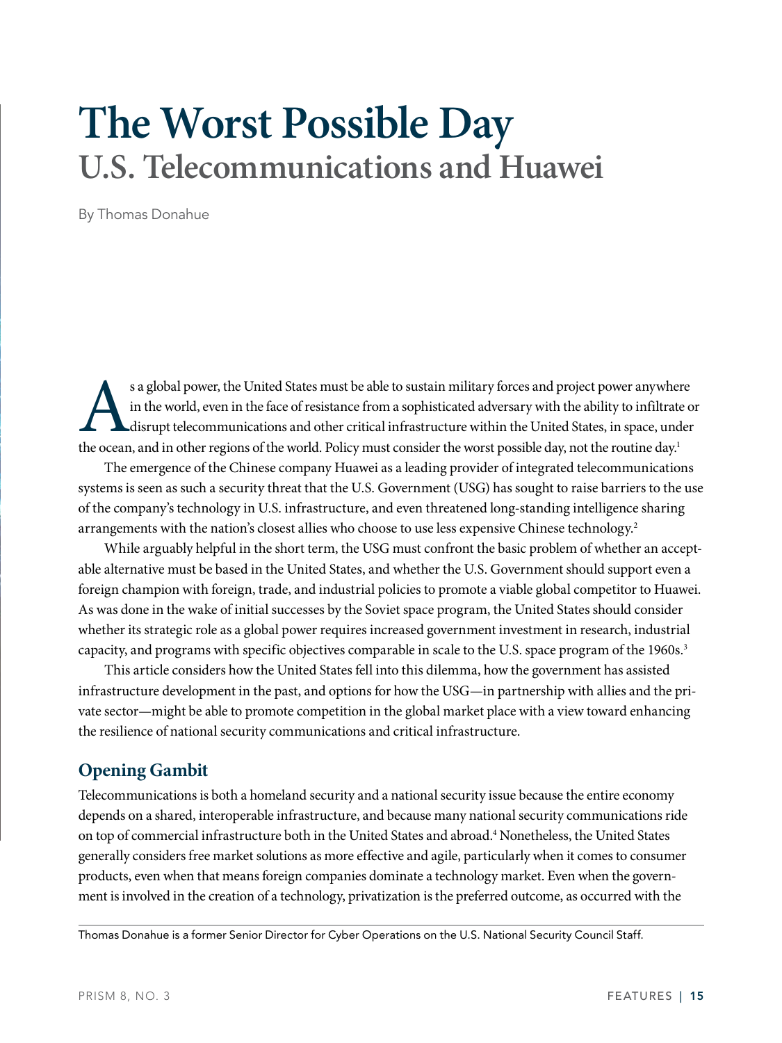# The Worst Possible Day
## U.S. Telecommunications and Huawei

By Thomas Donahue

As a global power, the United States must be able to sustain military forces and project power anywhere in the world, even in the face of resistance from a sophisticated adversary with the ability to infiltrate or disrupt telecommunications and other critical infrastructure within the United States, in space, under the ocean, and in other regions of the world. Policy must consider the worst possible day, not the routine day.[1]

The emergence of the Chinese company Huawei as a leading provider of integrated telecommunications systems is seen as such a security threat that the U.S. Government (USG) has sought to raise barriers to the use of the company's technology in U.S. infrastructure, and even threatened long-standing intelligence sharing arrangements with the nation's closest allies who choose to use less expensive Chinese technology.[2]

While arguably helpful in the short term, the USG must confront the basic problem of whether an acceptable alternative must be based in the United States, and whether the U.S. Government should support even a foreign champion with foreign, trade, and industrial policies to promote a viable global competitor to Huawei. As was done in the wake of initial successes by the Soviet space program, the United States should consider whether its strategic role as a global power requires increased government investment in research, industrial capacity, and programs with specific objectives comparable in scale to the U.S. space program of the 1960s.[3]

This article considers how the United States fell into this dilemma, how the government has assisted infrastructure development in the past, and options for how the USG—in partnership with allies and the private sector—might be able to promote competition in the global market place with a view toward enhancing the resilience of national security communications and critical infrastructure.

## Opening Gambit

Telecommunications is both a homeland security and a national security issue because the entire economy depends on a shared, interoperable infrastructure, and because many national security communications ride on top of commercial infrastructure both in the United States and abroad.[4] Nonetheless, the United States generally considers free market solutions as more effective and agile, particularly when it comes to consumer products, even when that means foreign companies dominate a technology market. Even when the government is involved in the creation of a technology, privatization is the preferred outcome, as occurred with the

Thomas Donahue is a former Senior Director for Cyber Operations on the U.S. National Security Council Staff.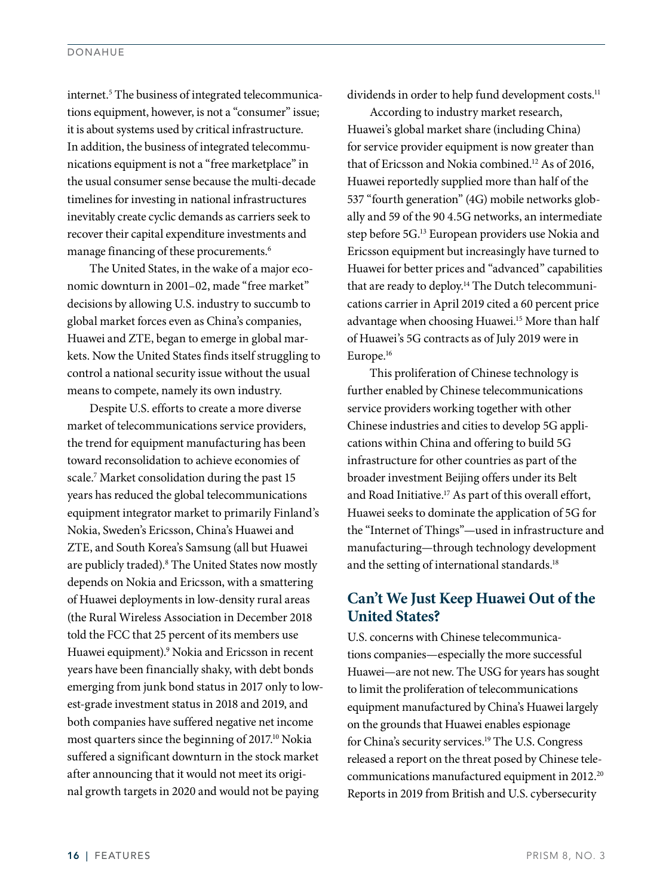internet.[5] The business of integrated telecommunications equipment, however, is not a "consumer" issue; it is about systems used by critical infrastructure. In addition, the business of integrated telecommunications equipment is not a "free marketplace" in the usual consumer sense because the multi-decade timelines for investing in national infrastructures inevitably create cyclic demands as carriers seek to recover their capital expenditure investments and manage financing of these procurements.[6]

The United States, in the wake of a major economic downturn in 2001–02, made "free market" decisions by allowing U.S. industry to succumb to global market forces even as China's companies, Huawei and ZTE, began to emerge in global markets. Now the United States finds itself struggling to control a national security issue without the usual means to compete, namely its own industry.

Despite U.S. efforts to create a more diverse market of telecommunications service providers, the trend for equipment manufacturing has been toward reconsolidation to achieve economies of scale.[7] Market consolidation during the past 15 years has reduced the global telecommunications equipment integrator market to primarily Finland's Nokia, Sweden's Ericsson, China's Huawei and ZTE, and South Korea's Samsung (all but Huawei are publicly traded).[8] The United States now mostly depends on Nokia and Ericsson, with a smattering of Huawei deployments in low-density rural areas (the Rural Wireless Association in December 2018 told the FCC that 25 percent of its members use Huawei equipment).[9] Nokia and Ericsson in recent years have been financially shaky, with debt bonds emerging from junk bond status in 2017 only to lowest-grade investment status in 2018 and 2019, and both companies have suffered negative net income most quarters since the beginning of 2017.[10] Nokia suffered a significant downturn in the stock market after announcing that it would not meet its original growth targets in 2020 and would not be paying dividends in order to help fund development costs.[11]

According to industry market research, Huawei's global market share (including China) for service provider equipment is now greater than that of Ericsson and Nokia combined.[12] As of 2016, Huawei reportedly supplied more than half of the 537 "fourth generation" (4G) mobile networks globally and 59 of the 90 4.5G networks, an intermediate step before 5G.[13] European providers use Nokia and Ericsson equipment but increasingly have turned to Huawei for better prices and "advanced" capabilities that are ready to deploy.[14] The Dutch telecommunications carrier in April 2019 cited a 60 percent price advantage when choosing Huawei.[15] More than half of Huawei's 5G contracts as of July 2019 were in Europe.[16]

This proliferation of Chinese technology is further enabled by Chinese telecommunications service providers working together with other Chinese industries and cities to develop 5G applications within China and offering to build 5G infrastructure for other countries as part of the broader investment Beijing offers under its Belt and Road Initiative.[17] As part of this overall effort, Huawei seeks to dominate the application of 5G for the "Internet of Things"—used in infrastructure and manufacturing—through technology development and the setting of international standards.[18]

## Can't We Just Keep Huawei Out of the United States?

U.S. concerns with Chinese telecommunications companies—especially the more successful Huawei—are not new. The USG for years has sought to limit the proliferation of telecommunications equipment manufactured by China's Huawei largely on the grounds that Huawei enables espionage for China's security services.[19] The U.S. Congress released a report on the threat posed by Chinese telecommunications manufactured equipment in 2012.[20] Reports in 2019 from British and U.S. cybersecurity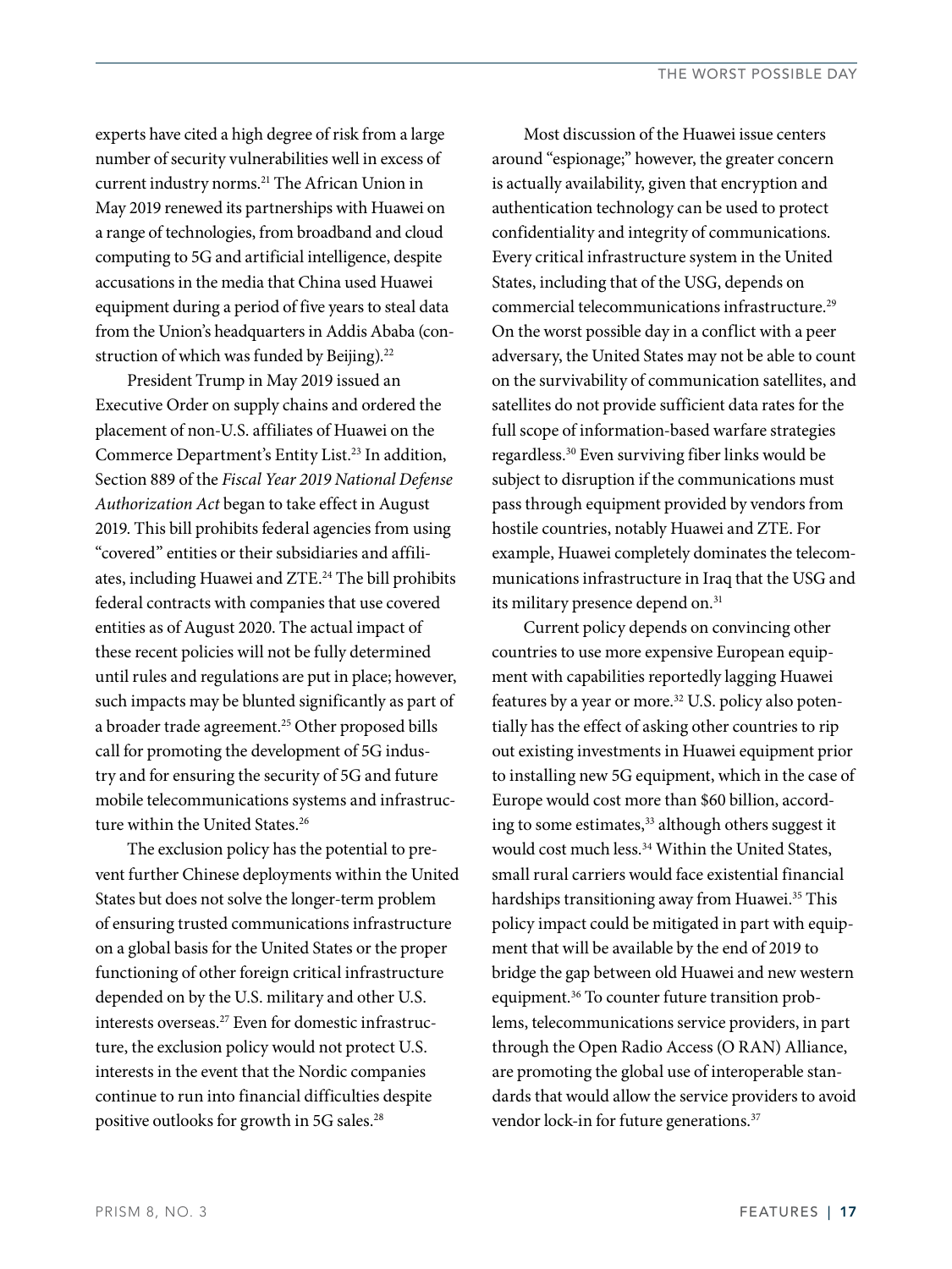experts have cited a high degree of risk from a large number of security vulnerabilities well in excess of current industry norms.[21] The African Union in May 2019 renewed its partnerships with Huawei on a range of technologies, from broadband and cloud computing to 5G and artificial intelligence, despite accusations in the media that China used Huawei equipment during a period of five years to steal data from the Union's headquarters in Addis Ababa (construction of which was funded by Beijing).[22]

President Trump in May 2019 issued an Executive Order on supply chains and ordered the placement of non-U.S. affiliates of Huawei on the Commerce Department's Entity List.[23] In addition, Section 889 of the *Fiscal Year 2019 National Defense Authorization Act* began to take effect in August 2019. This bill prohibits federal agencies from using "covered" entities or their subsidiaries and affiliates, including Huawei and ZTE.[24] The bill prohibits federal contracts with companies that use covered entities as of August 2020. The actual impact of these recent policies will not be fully determined until rules and regulations are put in place; however, such impacts may be blunted significantly as part of a broader trade agreement.[25] Other proposed bills call for promoting the development of 5G industry and for ensuring the security of 5G and future mobile telecommunications systems and infrastructure within the United States.[26]

The exclusion policy has the potential to prevent further Chinese deployments within the United States but does not solve the longer-term problem of ensuring trusted communications infrastructure on a global basis for the United States or the proper functioning of other foreign critical infrastructure depended on by the U.S. military and other U.S. interests overseas.[27] Even for domestic infrastructure, the exclusion policy would not protect U.S. interests in the event that the Nordic companies continue to run into financial difficulties despite positive outlooks for growth in 5G sales.[28]

Most discussion of the Huawei issue centers around "espionage;" however, the greater concern is actually availability, given that encryption and authentication technology can be used to protect confidentiality and integrity of communications. Every critical infrastructure system in the United States, including that of the USG, depends on commercial telecommunications infrastructure.[29] On the worst possible day in a conflict with a peer adversary, the United States may not be able to count on the survivability of communication satellites, and satellites do not provide sufficient data rates for the full scope of information-based warfare strategies regardless.[30] Even surviving fiber links would be subject to disruption if the communications must pass through equipment provided by vendors from hostile countries, notably Huawei and ZTE. For example, Huawei completely dominates the telecommunications infrastructure in Iraq that the USG and its military presence depend on.[31]

Current policy depends on convincing other countries to use more expensive European equipment with capabilities reportedly lagging Huawei features by a year or more.[32] U.S. policy also potentially has the effect of asking other countries to rip out existing investments in Huawei equipment prior to installing new 5G equipment, which in the case of Europe would cost more than $60 billion, according to some estimates,[33] although others suggest it would cost much less.[34] Within the United States, small rural carriers would face existential financial hardships transitioning away from Huawei.[35] This policy impact could be mitigated in part with equipment that will be available by the end of 2019 to bridge the gap between old Huawei and new western equipment.[36] To counter future transition problems, telecommunications service providers, in part through the Open Radio Access (O RAN) Alliance, are promoting the global use of interoperable standards that would allow the service providers to avoid vendor lock-in for future generations.[37]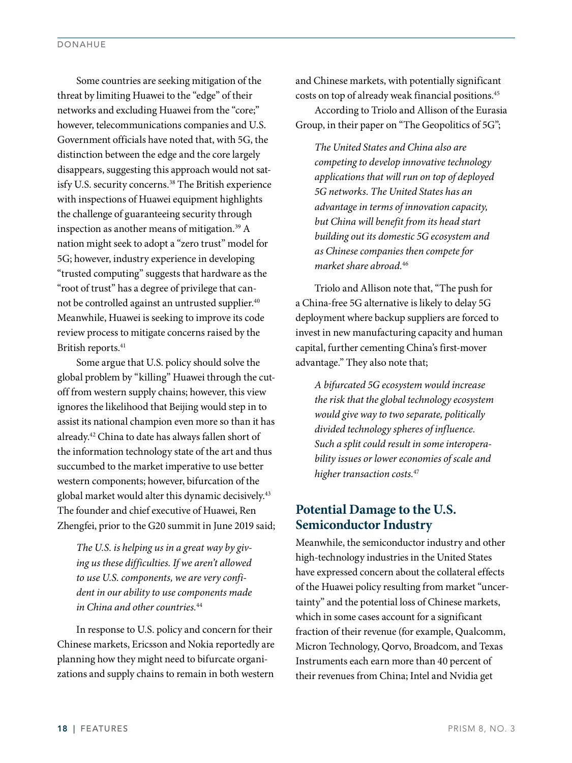Some countries are seeking mitigation of the threat by limiting Huawei to the "edge" of their networks and excluding Huawei from the "core;" however, telecommunications companies and U.S. Government officials have noted that, with 5G, the distinction between the edge and the core largely disappears, suggesting this approach would not satisfy U.S. security concerns.[38] The British experience with inspections of Huawei equipment highlights the challenge of guaranteeing security through inspection as another means of mitigation.[39] A nation might seek to adopt a "zero trust" model for 5G; however, industry experience in developing "trusted computing" suggests that hardware as the "root of trust" has a degree of privilege that cannot be controlled against an untrusted supplier.[40] Meanwhile, Huawei is seeking to improve its code review process to mitigate concerns raised by the British reports.[41]

Some argue that U.S. policy should solve the global problem by "killing" Huawei through the cutoff from western supply chains; however, this view ignores the likelihood that Beijing would step in to assist its national champion even more so than it has already.[42] China to date has always fallen short of the information technology state of the art and thus succumbed to the market imperative to use better western components; however, bifurcation of the global market would alter this dynamic decisively.[43] The founder and chief executive of Huawei, Ren Zhengfei, prior to the G20 summit in June 2019 said;

> *The U.S. is helping us in a great way by giving us these difficulties. If we aren't allowed to use U.S. components, we are very confident in our ability to use components made in China and other countries.*[44]

In response to U.S. policy and concern for their Chinese markets, Ericsson and Nokia reportedly are planning how they might need to bifurcate organizations and supply chains to remain in both western and Chinese markets, with potentially significant costs on top of already weak financial positions.[45]

According to Triolo and Allison of the Eurasia Group, in their paper on "The Geopolitics of 5G";

> *The United States and China also are competing to develop innovative technology applications that will run on top of deployed 5G networks. The United States has an advantage in terms of innovation capacity, but China will benefit from its head start building out its domestic 5G ecosystem and as Chinese companies then compete for market share abroad.*[46]

Triolo and Allison note that, "The push for a China-free 5G alternative is likely to delay 5G deployment where backup suppliers are forced to invest in new manufacturing capacity and human capital, further cementing China's first-mover advantage." They also note that;

> *A bifurcated 5G ecosystem would increase the risk that the global technology ecosystem would give way to two separate, politically divided technology spheres of influence. Such a split could result in some interoperability issues or lower economies of scale and higher transaction costs.*[47]

## Potential Damage to the U.S. Semiconductor Industry

Meanwhile, the semiconductor industry and other high-technology industries in the United States have expressed concern about the collateral effects of the Huawei policy resulting from market "uncertainty" and the potential loss of Chinese markets, which in some cases account for a significant fraction of their revenue (for example, Qualcomm, Micron Technology, Qorvo, Broadcom, and Texas Instruments each earn more than 40 percent of their revenues from China; Intel and Nvidia get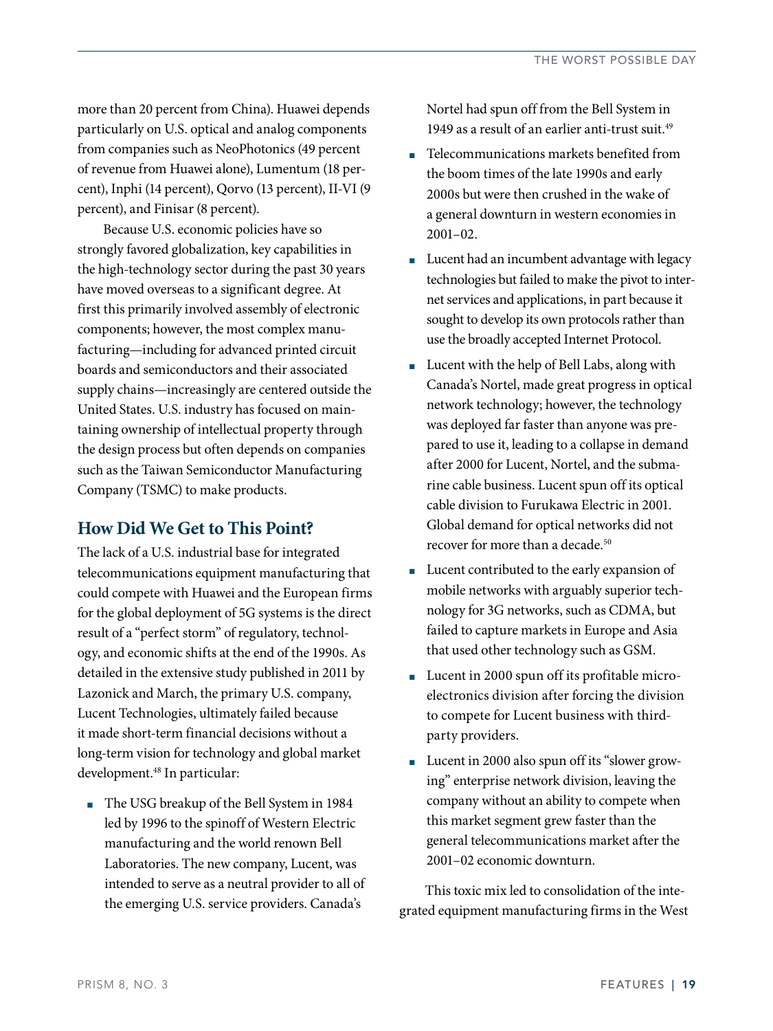more than 20 percent from China). Huawei depends particularly on U.S. optical and analog components from companies such as NeoPhotonics (49 percent of revenue from Huawei alone), Lumentum (18 percent), Inphi (14 percent), Qorvo (13 percent), II-VI (9 percent), and Finisar (8 percent).

Because U.S. economic policies have so strongly favored globalization, key capabilities in the high-technology sector during the past 30 years have moved overseas to a significant degree. At first this primarily involved assembly of electronic components; however, the most complex manufacturing—including for advanced printed circuit boards and semiconductors and their associated supply chains—increasingly are centered outside the United States. U.S. industry has focused on maintaining ownership of intellectual property through the design process but often depends on companies such as the Taiwan Semiconductor Manufacturing Company (TSMC) to make products.

## How Did We Get to This Point?

The lack of a U.S. industrial base for integrated telecommunications equipment manufacturing that could compete with Huawei and the European firms for the global deployment of 5G systems is the direct result of a "perfect storm" of regulatory, technology, and economic shifts at the end of the 1990s. As detailed in the extensive study published in 2011 by Lazonick and March, the primary U.S. company, Lucent Technologies, ultimately failed because it made short-term financial decisions without a long-term vision for technology and global market development.[48] In particular:

- The USG breakup of the Bell System in 1984 led by 1996 to the spinoff of Western Electric manufacturing and the world renown Bell Laboratories. The new company, Lucent, was intended to serve as a neutral provider to all of the emerging U.S. service providers. Canada's Nortel had spun off from the Bell System in 1949 as a result of an earlier anti-trust suit.[49]
- Telecommunications markets benefited from the boom times of the late 1990s and early 2000s but were then crushed in the wake of a general downturn in western economies in 2001–02.
- Lucent had an incumbent advantage with legacy technologies but failed to make the pivot to internet services and applications, in part because it sought to develop its own protocols rather than use the broadly accepted Internet Protocol.
- Lucent with the help of Bell Labs, along with Canada's Nortel, made great progress in optical network technology; however, the technology was deployed far faster than anyone was prepared to use it, leading to a collapse in demand after 2000 for Lucent, Nortel, and the submarine cable business. Lucent spun off its optical cable division to Furukawa Electric in 2001. Global demand for optical networks did not recover for more than a decade.[50]
- Lucent contributed to the early expansion of mobile networks with arguably superior technology for 3G networks, such as CDMA, but failed to capture markets in Europe and Asia that used other technology such as GSM.
- Lucent in 2000 spun off its profitable microelectronics division after forcing the division to compete for Lucent business with third-party providers.
- Lucent in 2000 also spun off its "slower growing" enterprise network division, leaving the company without an ability to compete when this market segment grew faster than the general telecommunications market after the 2001–02 economic downturn.

This toxic mix led to consolidation of the integrated equipment manufacturing firms in the West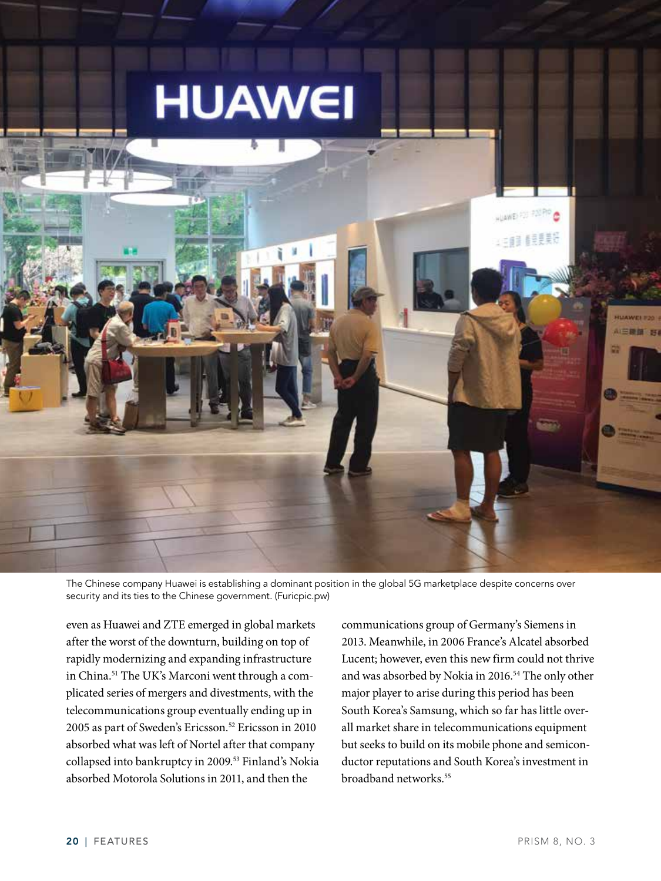The Chinese company Huawei is establishing a dominant position in the global 5G marketplace despite concerns over security and its ties to the Chinese government. (Furicpic.pw)

even as Huawei and ZTE emerged in global markets after the worst of the downturn, building on top of rapidly modernizing and expanding infrastructure in China.[51] The UK's Marconi went through a complicated series of mergers and divestments, with the telecommunications group eventually ending up in 2005 as part of Sweden's Ericsson.[52] Ericsson in 2010 absorbed what was left of Nortel after that company collapsed into bankruptcy in 2009.[53] Finland's Nokia absorbed Motorola Solutions in 2011, and then the communications group of Germany's Siemens in 2013. Meanwhile, in 2006 France's Alcatel absorbed Lucent; however, even this new firm could not thrive and was absorbed by Nokia in 2016.[54] The only other major player to arise during this period has been South Korea's Samsung, which so far has little overall market share in telecommunications equipment but seeks to build on its mobile phone and semiconductor reputations and South Korea's investment in broadband networks.[55]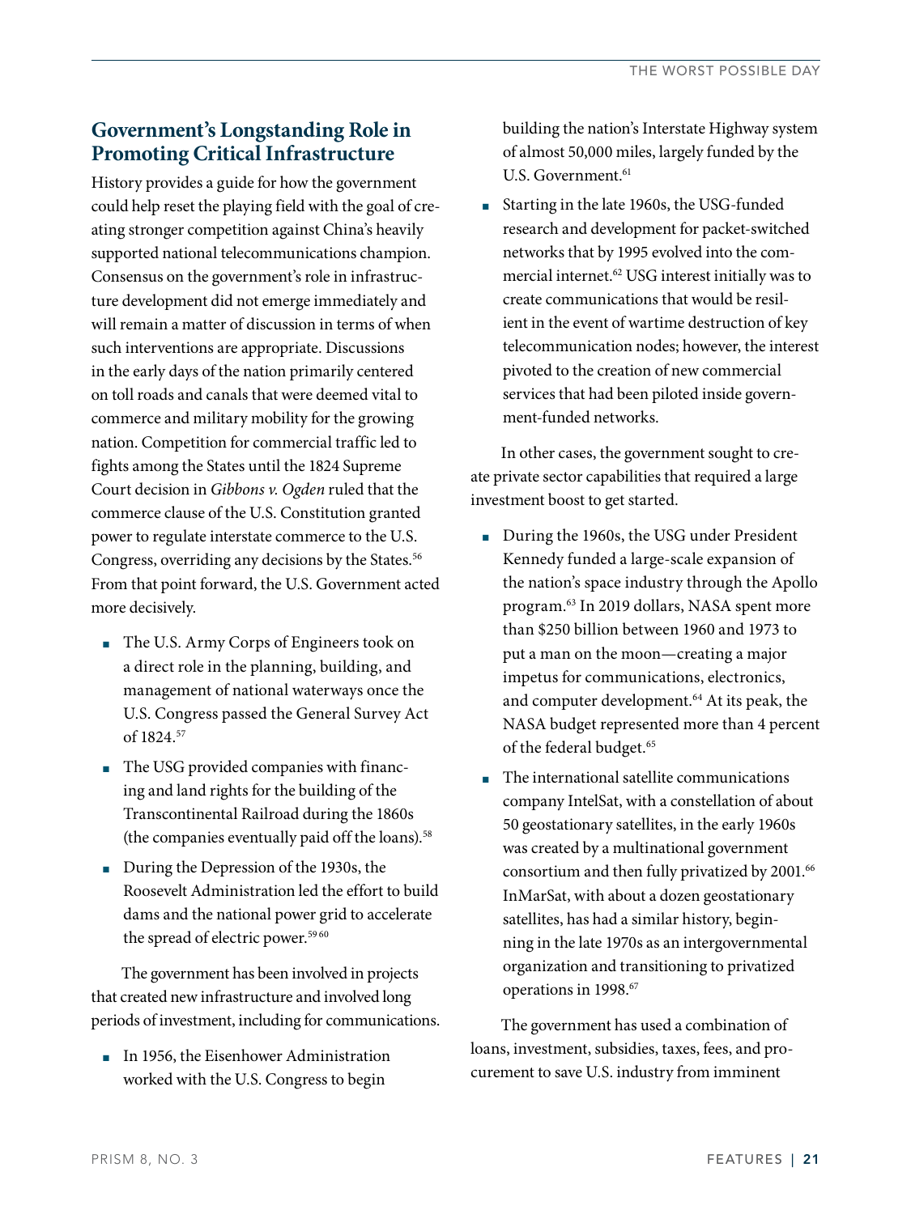## Government's Longstanding Role in Promoting Critical Infrastructure

History provides a guide for how the government could help reset the playing field with the goal of creating stronger competition against China's heavily supported national telecommunications champion. Consensus on the government's role in infrastructure development did not emerge immediately and will remain a matter of discussion in terms of when such interventions are appropriate. Discussions in the early days of the nation primarily centered on toll roads and canals that were deemed vital to commerce and military mobility for the growing nation. Competition for commercial traffic led to fights among the States until the 1824 Supreme Court decision in *Gibbons v. Ogden* ruled that the commerce clause of the U.S. Constitution granted power to regulate interstate commerce to the U.S. Congress, overriding any decisions by the States.[56] From that point forward, the U.S. Government acted more decisively.

- The U.S. Army Corps of Engineers took on a direct role in the planning, building, and management of national waterways once the U.S. Congress passed the General Survey Act of 1824.[57]
- The USG provided companies with financing and land rights for the building of the Transcontinental Railroad during the 1860s (the companies eventually paid off the loans).[58]
- During the Depression of the 1930s, the Roosevelt Administration led the effort to build dams and the national power grid to accelerate the spread of electric power.[59,60]

The government has been involved in projects that created new infrastructure and involved long periods of investment, including for communications.

- In 1956, the Eisenhower Administration worked with the U.S. Congress to begin building the nation's Interstate Highway system of almost 50,000 miles, largely funded by the U.S. Government.[61]
- Starting in the late 1960s, the USG-funded research and development for packet-switched networks that by 1995 evolved into the commercial internet.[62] USG interest initially was to create communications that would be resilient in the event of wartime destruction of key telecommunication nodes; however, the interest pivoted to the creation of new commercial services that had been piloted inside government-funded networks.

In other cases, the government sought to create private sector capabilities that required a large investment boost to get started.

- During the 1960s, the USG under President Kennedy funded a large-scale expansion of the nation's space industry through the Apollo program.[63] In 2019 dollars, NASA spent more than $250 billion between 1960 and 1973 to put a man on the moon—creating a major impetus for communications, electronics, and computer development.[64] At its peak, the NASA budget represented more than 4 percent of the federal budget.[65]
- The international satellite communications company IntelSat, with a constellation of about 50 geostationary satellites, in the early 1960s was created by a multinational government consortium and then fully privatized by 2001.[66] InMarSat, with about a dozen geostationary satellites, has had a similar history, beginning in the late 1970s as an intergovernmental organization and transitioning to privatized operations in 1998.[67]

The government has used a combination of loans, investment, subsidies, taxes, fees, and procurement to save U.S. industry from imminent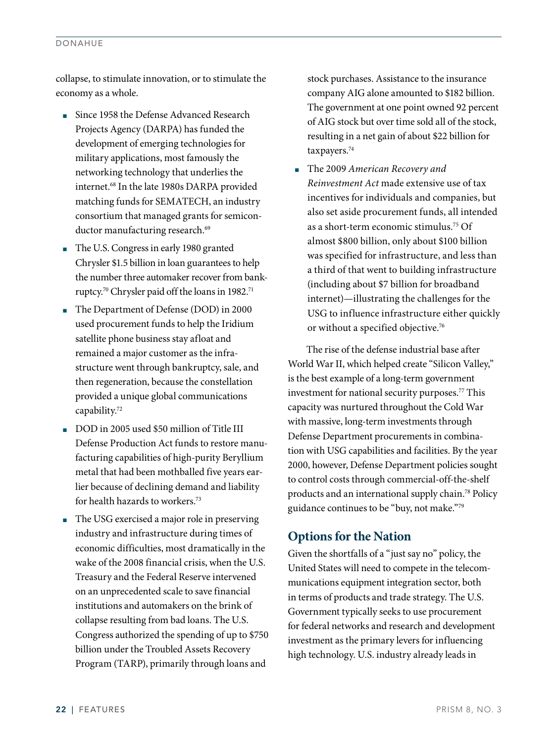collapse, to stimulate innovation, or to stimulate the economy as a whole.

- Since 1958 the Defense Advanced Research Projects Agency (DARPA) has funded the development of emerging technologies for military applications, most famously the networking technology that underlies the internet.[68] In the late 1980s DARPA provided matching funds for SEMATECH, an industry consortium that managed grants for semiconductor manufacturing research.[69]
- The U.S. Congress in early 1980 granted Chrysler $1.5 billion in loan guarantees to help the number three automaker recover from bankruptcy.[70] Chrysler paid off the loans in 1982.[71]
- The Department of Defense (DOD) in 2000 used procurement funds to help the Iridium satellite phone business stay afloat and remained a major customer as the infrastructure went through bankruptcy, sale, and then regeneration, because the constellation provided a unique global communications capability.[72]
- DOD in 2005 used $50 million of Title III Defense Production Act funds to restore manufacturing capabilities of high-purity Beryllium metal that had been mothballed five years earlier because of declining demand and liability for health hazards to workers.[73]
- The USG exercised a major role in preserving industry and infrastructure during times of economic difficulties, most dramatically in the wake of the 2008 financial crisis, when the U.S. Treasury and the Federal Reserve intervened on an unprecedented scale to save financial institutions and automakers on the brink of collapse resulting from bad loans. The U.S. Congress authorized the spending of up to $750 billion under the Troubled Assets Recovery Program (TARP), primarily through loans and stock purchases. Assistance to the insurance company AIG alone amounted to $182 billion. The government at one point owned 92 percent of AIG stock but over time sold all of the stock, resulting in a net gain of about $22 billion for taxpayers.[74]
- The 2009 *American Recovery and Reinvestment Act* made extensive use of tax incentives for individuals and companies, but also set aside procurement funds, all intended as a short-term economic stimulus.[75] Of almost $800 billion, only about $100 billion was specified for infrastructure, and less than a third of that went to building infrastructure (including about $7 billion for broadband internet)—illustrating the challenges for the USG to influence infrastructure either quickly or without a specified objective.[76]

The rise of the defense industrial base after World War II, which helped create "Silicon Valley," is the best example of a long-term government investment for national security purposes.[77] This capacity was nurtured throughout the Cold War with massive, long-term investments through Defense Department procurements in combination with USG capabilities and facilities. By the year 2000, however, Defense Department policies sought to control costs through commercial-off-the-shelf products and an international supply chain.[78] Policy guidance continues to be "buy, not make."[79]

## Options for the Nation

Given the shortfalls of a "just say no" policy, the United States will need to compete in the telecommunications equipment integration sector, both in terms of products and trade strategy. The U.S. Government typically seeks to use procurement for federal networks and research and development investment as the primary levers for influencing high technology. U.S. industry already leads in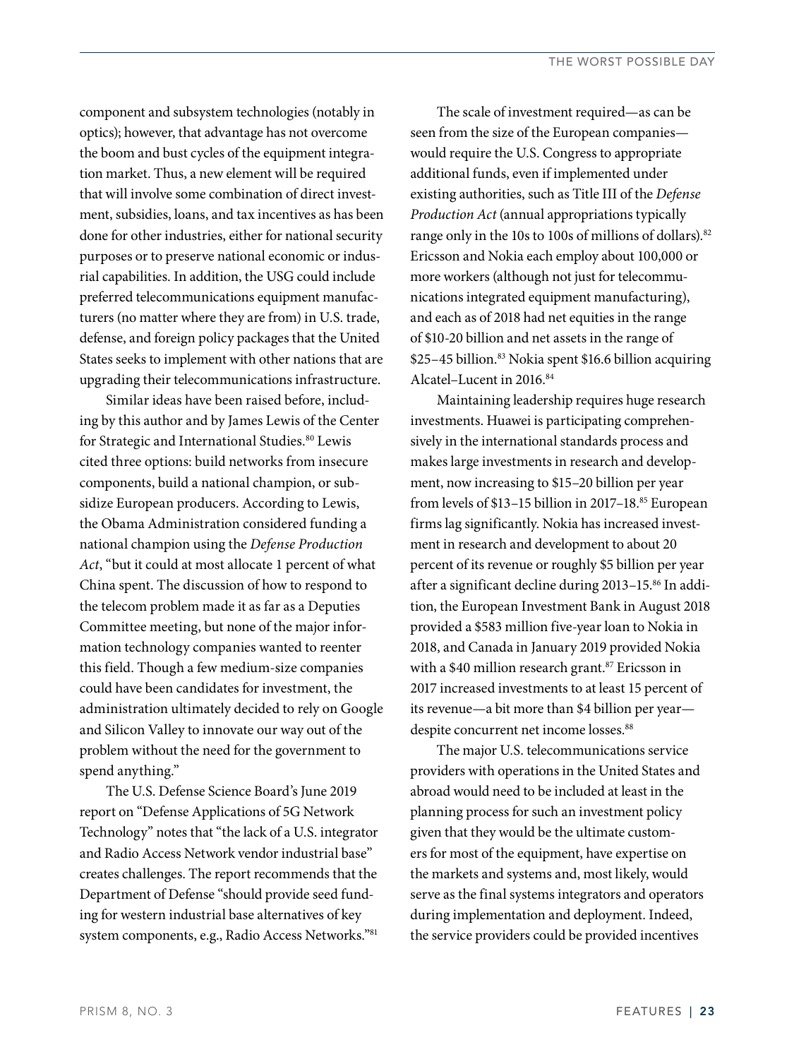component and subsystem technologies (notably in optics); however, that advantage has not overcome the boom and bust cycles of the equipment integration market. Thus, a new element will be required that will involve some combination of direct investment, subsidies, loans, and tax incentives as has been done for other industries, either for national security purposes or to preserve national economic or industrial capabilities. In addition, the USG could include preferred telecommunications equipment manufacturers (no matter where they are from) in U.S. trade, defense, and foreign policy packages that the United States seeks to implement with other nations that are upgrading their telecommunications infrastructure.

Similar ideas have been raised before, including by this author and by James Lewis of the Center for Strategic and International Studies.[80] Lewis cited three options: build networks from insecure components, build a national champion, or subsidize European producers. According to Lewis, the Obama Administration considered funding a national champion using the *Defense Production Act*, "but it could at most allocate 1 percent of what China spent. The discussion of how to respond to the telecom problem made it as far as a Deputies Committee meeting, but none of the major information technology companies wanted to reenter this field. Though a few medium-size companies could have been candidates for investment, the administration ultimately decided to rely on Google and Silicon Valley to innovate our way out of the problem without the need for the government to spend anything."

The U.S. Defense Science Board's June 2019 report on "Defense Applications of 5G Network Technology" notes that "the lack of a U.S. integrator and Radio Access Network vendor industrial base" creates challenges. The report recommends that the Department of Defense "should provide seed funding for western industrial base alternatives of key system components, e.g., Radio Access Networks."[81]

The scale of investment required—as can be seen from the size of the European companies—would require the U.S. Congress to appropriate additional funds, even if implemented under existing authorities, such as Title III of the *Defense Production Act* (annual appropriations typically range only in the 10s to 100s of millions of dollars).[82] Ericsson and Nokia each employ about 100,000 or more workers (although not just for telecommunications integrated equipment manufacturing), and each as of 2018 had net equities in the range of $10-20 billion and net assets in the range of $25–45 billion.[83] Nokia spent $16.6 billion acquiring Alcatel–Lucent in 2016.[84]

Maintaining leadership requires huge research investments. Huawei is participating comprehensively in the international standards process and makes large investments in research and development, now increasing to $15–20 billion per year from levels of $13–15 billion in 2017–18.[85] European firms lag significantly. Nokia has increased investment in research and development to about 20 percent of its revenue or roughly $5 billion per year after a significant decline during 2013–15.[86] In addition, the European Investment Bank in August 2018 provided a $583 million five-year loan to Nokia in 2018, and Canada in January 2019 provided Nokia with a $40 million research grant.[87] Ericsson in 2017 increased investments to at least 15 percent of its revenue—a bit more than $4 billion per year—despite concurrent net income losses.[88]

The major U.S. telecommunications service providers with operations in the United States and abroad would need to be included at least in the planning process for such an investment policy given that they would be the ultimate customers for most of the equipment, have expertise on the markets and systems and, most likely, would serve as the final systems integrators and operators during implementation and deployment. Indeed, the service providers could be provided incentives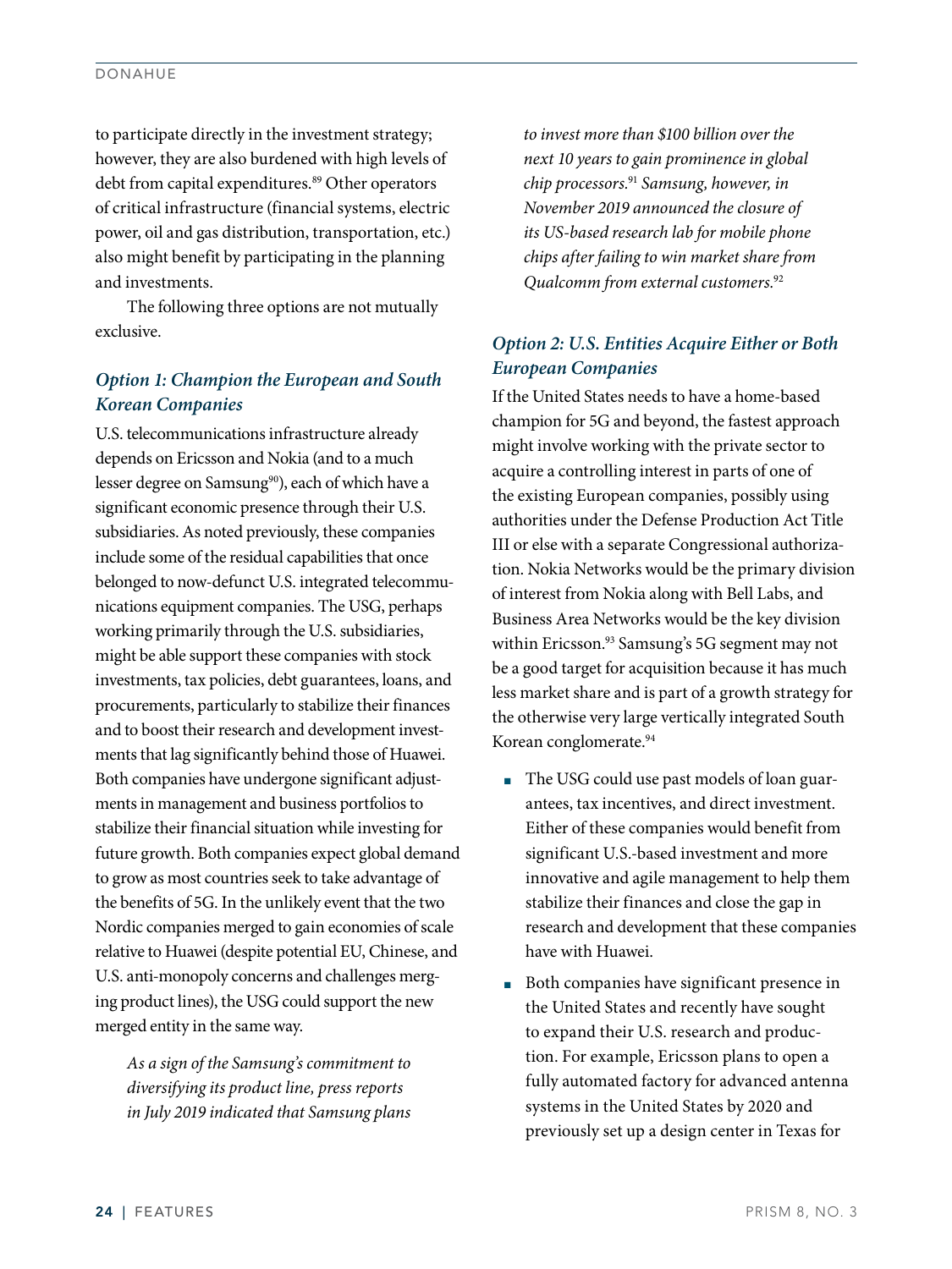to participate directly in the investment strategy; however, they are also burdened with high levels of debt from capital expenditures.[89] Other operators of critical infrastructure (financial systems, electric power, oil and gas distribution, transportation, etc.) also might benefit by participating in the planning and investments.

The following three options are not mutually exclusive.

### *Option 1: Champion the European and South Korean Companies*

U.S. telecommunications infrastructure already depends on Ericsson and Nokia (and to a much lesser degree on Samsung[90]), each of which have a significant economic presence through their U.S. subsidiaries. As noted previously, these companies include some of the residual capabilities that once belonged to now-defunct U.S. integrated telecommunications equipment companies. The USG, perhaps working primarily through the U.S. subsidiaries, might be able support these companies with stock investments, tax policies, debt guarantees, loans, and procurements, particularly to stabilize their finances and to boost their research and development investments that lag significantly behind those of Huawei. Both companies have undergone significant adjustments in management and business portfolios to stabilize their financial situation while investing for future growth. Both companies expect global demand to grow as most countries seek to take advantage of the benefits of 5G. In the unlikely event that the two Nordic companies merged to gain economies of scale relative to Huawei (despite potential EU, Chinese, and U.S. anti-monopoly concerns and challenges merging product lines), the USG could support the new merged entity in the same way.

*As a sign of the Samsung's commitment to diversifying its product line, press reports in July 2019 indicated that Samsung plans to invest more than $100 billion over the next 10 years to gain prominence in global chip processors.*[91] *Samsung, however, in November 2019 announced the closure of its US-based research lab for mobile phone chips after failing to win market share from Qualcomm from external customers.*[92]

### *Option 2: U.S. Entities Acquire Either or Both European Companies*

If the United States needs to have a home-based champion for 5G and beyond, the fastest approach might involve working with the private sector to acquire a controlling interest in parts of one of the existing European companies, possibly using authorities under the Defense Production Act Title III or else with a separate Congressional authorization. Nokia Networks would be the primary division of interest from Nokia along with Bell Labs, and Business Area Networks would be the key division within Ericsson.[93] Samsung's 5G segment may not be a good target for acquisition because it has much less market share and is part of a growth strategy for the otherwise very large vertically integrated South Korean conglomerate.[94]

- The USG could use past models of loan guarantees, tax incentives, and direct investment. Either of these companies would benefit from significant U.S.-based investment and more innovative and agile management to help them stabilize their finances and close the gap in research and development that these companies have with Huawei.
- Both companies have significant presence in the United States and recently have sought to expand their U.S. research and production. For example, Ericsson plans to open a fully automated factory for advanced antenna systems in the United States by 2020 and previously set up a design center in Texas for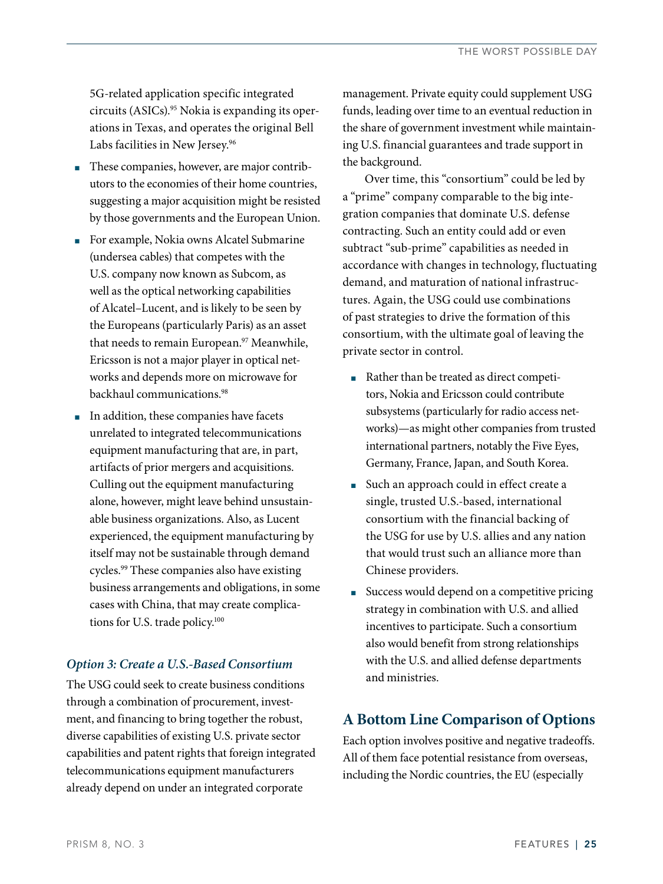5G-related application specific integrated circuits (ASICs).[95] Nokia is expanding its operations in Texas, and operates the original Bell Labs facilities in New Jersey.[96]

- These companies, however, are major contributors to the economies of their home countries, suggesting a major acquisition might be resisted by those governments and the European Union.
- For example, Nokia owns Alcatel Submarine (undersea cables) that competes with the U.S. company now known as Subcom, as well as the optical networking capabilities of Alcatel–Lucent, and is likely to be seen by the Europeans (particularly Paris) as an asset that needs to remain European.[97] Meanwhile, Ericsson is not a major player in optical networks and depends more on microwave for backhaul communications.[98]
- In addition, these companies have facets unrelated to integrated telecommunications equipment manufacturing that are, in part, artifacts of prior mergers and acquisitions. Culling out the equipment manufacturing alone, however, might leave behind unsustainable business organizations. Also, as Lucent experienced, the equipment manufacturing by itself may not be sustainable through demand cycles.[99] These companies also have existing business arrangements and obligations, in some cases with China, that may create complications for U.S. trade policy.[100]

### *Option 3: Create a U.S.-Based Consortium*

The USG could seek to create business conditions through a combination of procurement, investment, and financing to bring together the robust, diverse capabilities of existing U.S. private sector capabilities and patent rights that foreign integrated telecommunications equipment manufacturers already depend on under an integrated corporate management. Private equity could supplement USG funds, leading over time to an eventual reduction in the share of government investment while maintaining U.S. financial guarantees and trade support in the background.

Over time, this "consortium" could be led by a "prime" company comparable to the big integration companies that dominate U.S. defense contracting. Such an entity could add or even subtract "sub-prime" capabilities as needed in accordance with changes in technology, fluctuating demand, and maturation of national infrastructures. Again, the USG could use combinations of past strategies to drive the formation of this consortium, with the ultimate goal of leaving the private sector in control.

- Rather than be treated as direct competitors, Nokia and Ericsson could contribute subsystems (particularly for radio access networks)—as might other companies from trusted international partners, notably the Five Eyes, Germany, France, Japan, and South Korea.
- Such an approach could in effect create a single, trusted U.S.-based, international consortium with the financial backing of the USG for use by U.S. allies and any nation that would trust such an alliance more than Chinese providers.
- Success would depend on a competitive pricing strategy in combination with U.S. and allied incentives to participate. Such a consortium also would benefit from strong relationships with the U.S. and allied defense departments and ministries.

## A Bottom Line Comparison of Options

Each option involves positive and negative tradeoffs. All of them face potential resistance from overseas, including the Nordic countries, the EU (especially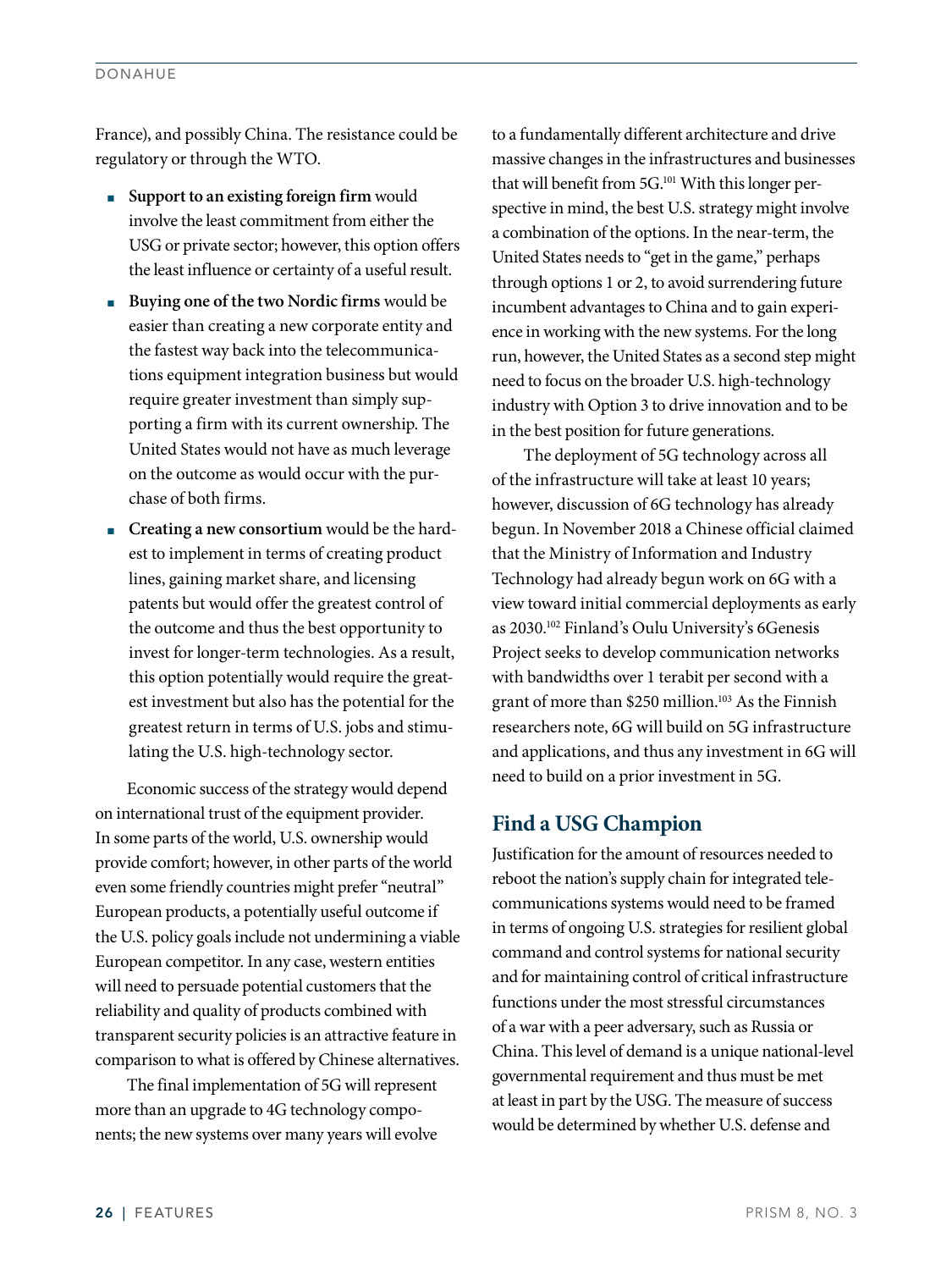France), and possibly China. The resistance could be regulatory or through the WTO.

- **Support to an existing foreign firm** would involve the least commitment from either the USG or private sector; however, this option offers the least influence or certainty of a useful result.
- **Buying one of the two Nordic firms** would be easier than creating a new corporate entity and the fastest way back into the telecommunications equipment integration business but would require greater investment than simply supporting a firm with its current ownership. The United States would not have as much leverage on the outcome as would occur with the purchase of both firms.
- **Creating a new consortium** would be the hardest to implement in terms of creating product lines, gaining market share, and licensing patents but would offer the greatest control of the outcome and thus the best opportunity to invest for longer-term technologies. As a result, this option potentially would require the greatest investment but also has the potential for the greatest return in terms of U.S. jobs and stimulating the U.S. high-technology sector.

Economic success of the strategy would depend on international trust of the equipment provider. In some parts of the world, U.S. ownership would provide comfort; however, in other parts of the world even some friendly countries might prefer "neutral" European products, a potentially useful outcome if the U.S. policy goals include not undermining a viable European competitor. In any case, western entities will need to persuade potential customers that the reliability and quality of products combined with transparent security policies is an attractive feature in comparison to what is offered by Chinese alternatives.

The final implementation of 5G will represent more than an upgrade to 4G technology components; the new systems over many years will evolve to a fundamentally different architecture and drive massive changes in the infrastructures and businesses that will benefit from 5G.[101] With this longer perspective in mind, the best U.S. strategy might involve a combination of the options. In the near-term, the United States needs to "get in the game," perhaps through options 1 or 2, to avoid surrendering future incumbent advantages to China and to gain experience in working with the new systems. For the long run, however, the United States as a second step might need to focus on the broader U.S. high-technology industry with Option 3 to drive innovation and to be in the best position for future generations.

The deployment of 5G technology across all of the infrastructure will take at least 10 years; however, discussion of 6G technology has already begun. In November 2018 a Chinese official claimed that the Ministry of Information and Industry Technology had already begun work on 6G with a view toward initial commercial deployments as early as 2030.[102] Finland's Oulu University's 6Genesis Project seeks to develop communication networks with bandwidths over 1 terabit per second with a grant of more than $250 million.[103] As the Finnish researchers note, 6G will build on 5G infrastructure and applications, and thus any investment in 6G will need to build on a prior investment in 5G.

## Find a USG Champion

Justification for the amount of resources needed to reboot the nation's supply chain for integrated telecommunications systems would need to be framed in terms of ongoing U.S. strategies for resilient global command and control systems for national security and for maintaining control of critical infrastructure functions under the most stressful circumstances of a war with a peer adversary, such as Russia or China. This level of demand is a unique national-level governmental requirement and thus must be met at least in part by the USG. The measure of success would be determined by whether U.S. defense and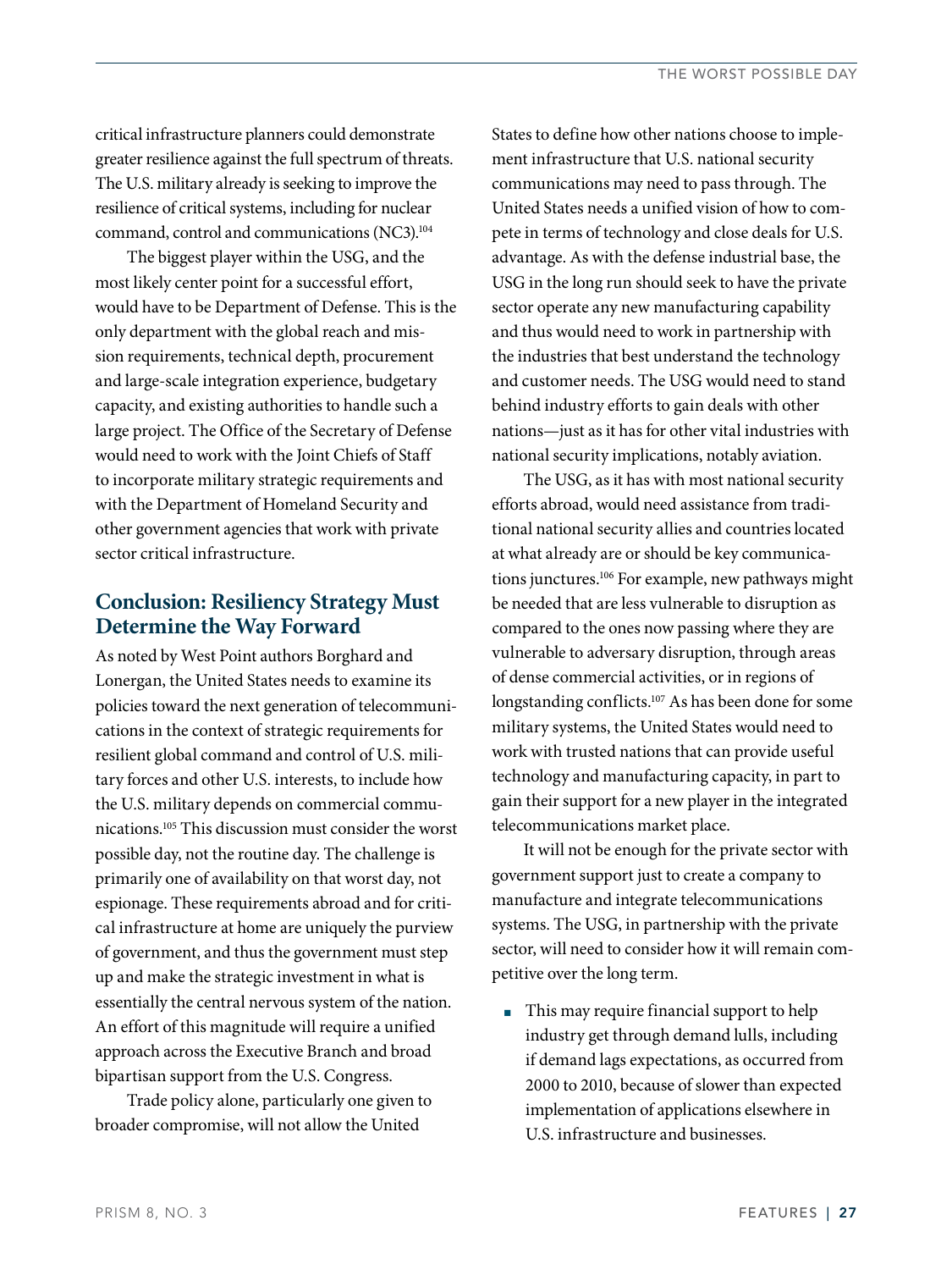critical infrastructure planners could demonstrate greater resilience against the full spectrum of threats. The U.S. military already is seeking to improve the resilience of critical systems, including for nuclear command, control and communications (NC3).[104]

The biggest player within the USG, and the most likely center point for a successful effort, would have to be Department of Defense. This is the only department with the global reach and mission requirements, technical depth, procurement and large-scale integration experience, budgetary capacity, and existing authorities to handle such a large project. The Office of the Secretary of Defense would need to work with the Joint Chiefs of Staff to incorporate military strategic requirements and with the Department of Homeland Security and other government agencies that work with private sector critical infrastructure.

## Conclusion: Resiliency Strategy Must Determine the Way Forward

As noted by West Point authors Borghard and Lonergan, the United States needs to examine its policies toward the next generation of telecommunications in the context of strategic requirements for resilient global command and control of U.S. military forces and other U.S. interests, to include how the U.S. military depends on commercial communications.[105] This discussion must consider the worst possible day, not the routine day. The challenge is primarily one of availability on that worst day, not espionage. These requirements abroad and for critical infrastructure at home are uniquely the purview of government, and thus the government must step up and make the strategic investment in what is essentially the central nervous system of the nation. An effort of this magnitude will require a unified approach across the Executive Branch and broad bipartisan support from the U.S. Congress.

Trade policy alone, particularly one given to broader compromise, will not allow the United States to define how other nations choose to implement infrastructure that U.S. national security communications may need to pass through. The United States needs a unified vision of how to compete in terms of technology and close deals for U.S. advantage. As with the defense industrial base, the USG in the long run should seek to have the private sector operate any new manufacturing capability and thus would need to work in partnership with the industries that best understand the technology and customer needs. The USG would need to stand behind industry efforts to gain deals with other nations—just as it has for other vital industries with national security implications, notably aviation.

The USG, as it has with most national security efforts abroad, would need assistance from traditional national security allies and countries located at what already are or should be key communications junctures.[106] For example, new pathways might be needed that are less vulnerable to disruption as compared to the ones now passing where they are vulnerable to adversary disruption, through areas of dense commercial activities, or in regions of longstanding conflicts.[107] As has been done for some military systems, the United States would need to work with trusted nations that can provide useful technology and manufacturing capacity, in part to gain their support for a new player in the integrated telecommunications market place.

It will not be enough for the private sector with government support just to create a company to manufacture and integrate telecommunications systems. The USG, in partnership with the private sector, will need to consider how it will remain competitive over the long term.

- This may require financial support to help industry get through demand lulls, including if demand lags expectations, as occurred from 2000 to 2010, because of slower than expected implementation of applications elsewhere in U.S. infrastructure and businesses.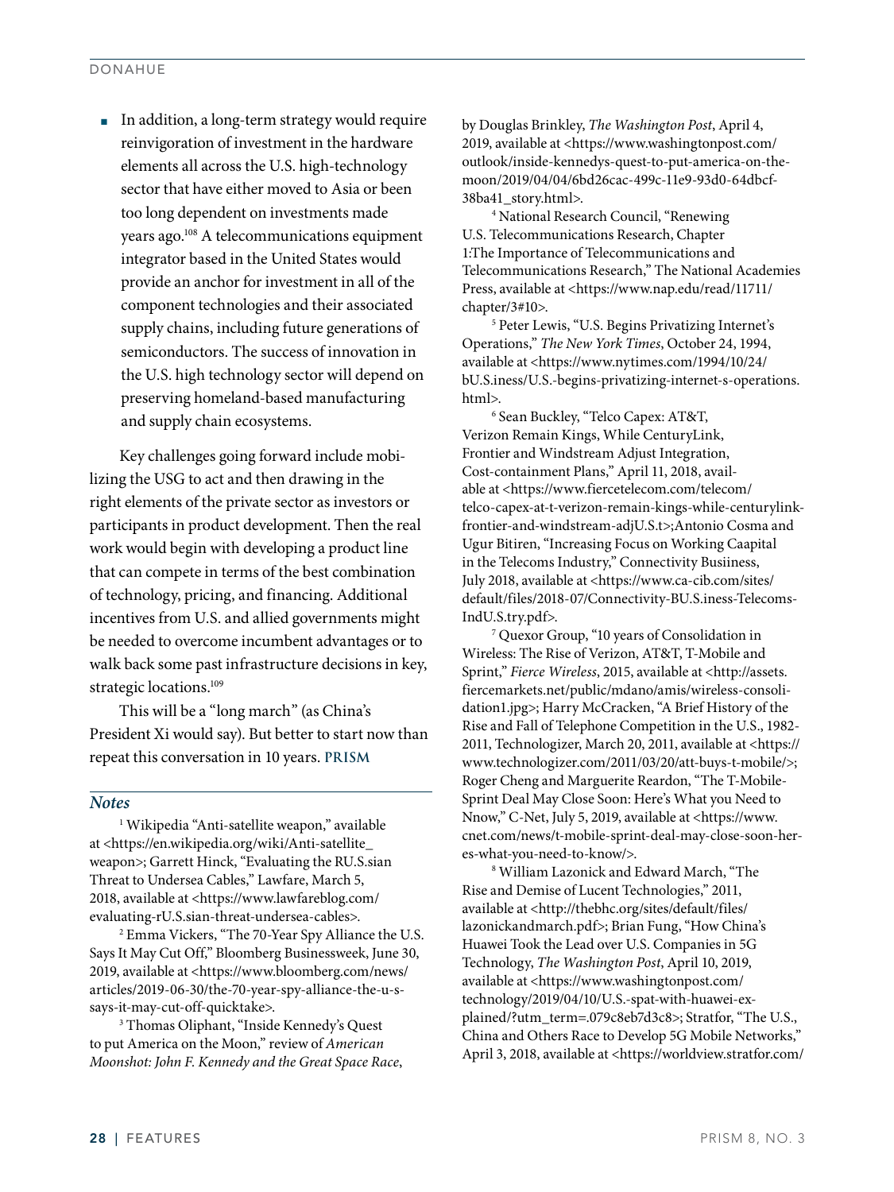- In addition, a long-term strategy would require reinvigoration of investment in the hardware elements all across the U.S. high-technology sector that have either moved to Asia or been too long dependent on investments made years ago.[108] A telecommunications equipment integrator based in the United States would provide an anchor for investment in all of the component technologies and their associated supply chains, including future generations of semiconductors. The success of innovation in the U.S. high technology sector will depend on preserving homeland-based manufacturing and supply chain ecosystems.

Key challenges going forward include mobilizing the USG to act and then drawing in the right elements of the private sector as investors or participants in product development. Then the real work would begin with developing a product line that can compete in terms of the best combination of technology, pricing, and financing. Additional incentives from U.S. and allied governments might be needed to overcome incumbent advantages or to walk back some past infrastructure decisions in key, strategic locations.[109]

This will be a "long march" (as China's President Xi would say). But better to start now than repeat this conversation in 10 years. **PRISM**

### *Notes*

[1] Wikipedia "Anti-satellite weapon," available at <https://en.wikipedia.org/wiki/Anti-satellite_weapon>; Garrett Hinck, "Evaluating the RU.S.sian Threat to Undersea Cables," Lawfare, March 5, 2018, available at <https://www.lawfareblog.com/evaluating-rU.S.sian-threat-undersea-cables>.

[2] Emma Vickers, "The 70-Year Spy Alliance the U.S. Says It May Cut Off," Bloomberg Businessweek, June 30, 2019, available at <https://www.bloomberg.com/news/articles/2019-06-30/the-70-year-spy-alliance-the-u-s-says-it-may-cut-off-quicktake>.

[3] Thomas Oliphant, "Inside Kennedy's Quest to put America on the Moon," review of *American Moonshot: John F. Kennedy and the Great Space Race*, by Douglas Brinkley, *The Washington Post*, April 4, 2019, available at <https://www.washingtonpost.com/outlook/inside-kennedys-quest-to-put-america-on-the-moon/2019/04/04/6bd26cac-499c-11e9-93d0-64dbcf-38ba41_story.html>.

[4] National Research Council, "Renewing U.S. Telecommunications Research, Chapter 1:The Importance of Telecommunications and Telecommunications Research," The National Academies Press, available at <https://www.nap.edu/read/11711/chapter/3#10>.

[5] Peter Lewis, "U.S. Begins Privatizing Internet's Operations," *The New York Times*, October 24, 1994, available at <https://www.nytimes.com/1994/10/24/bU.S.iness/U.S.-begins-privatizing-internet-s-operations.html>.

[6] Sean Buckley, "Telco Capex: AT&T, Verizon Remain Kings, While CenturyLink, Frontier and Windstream Adjust Integration, Cost-containment Plans," April 11, 2018, available at <https://www.fiercetelecom.com/telecom/telco-capex-at-t-verizon-remain-kings-while-centurylink-frontier-and-windstream-adjU.S.t>;Antonio Cosma and Ugur Bitiren, "Increasing Focus on Working Caapital in the Telecoms Industry," Connectivity Busiiness, July 2018, available at <https://www.ca-cib.com/sites/default/files/2018-07/Connectivity-BU.S.iness-Telecoms-IndU.S.try.pdf>.

[7] Quexor Group, "10 years of Consolidation in Wireless: The Rise of Verizon, AT&T, T-Mobile and Sprint," *Fierce Wireless*, 2015, available at <http://assets.fiercemarkets.net/public/mdano/amis/wireless-consolidation1.jpg>; Harry McCracken, "A Brief History of the Rise and Fall of Telephone Competition in the U.S., 1982-2011, Technologizer, March 20, 2011, available at <https://www.technologizer.com/2011/03/20/att-buys-t-mobile/>; Roger Cheng and Marguerite Reardon, "The T-Mobile-Sprint Deal May Close Soon: Here's What you Need to Nnow," C-Net, July 5, 2019, available at <https://www.cnet.com/news/t-mobile-sprint-deal-may-close-soon-heres-what-you-need-to-know/>.

[8] William Lazonick and Edward March, "The Rise and Demise of Lucent Technologies," 2011, available at <http://thebhc.org/sites/default/files/lazonickandmarch.pdf>; Brian Fung, "How China's Huawei Took the Lead over U.S. Companies in 5G Technology, *The Washington Post*, April 10, 2019, available at <https://www.washingtonpost.com/technology/2019/04/10/U.S.-spat-with-huawei-explained/?utm_term=.079c8eb7d3c8>; Stratfor, "The U.S., China and Others Race to Develop 5G Mobile Networks," April 3, 2018, available at <https://worldview.stratfor.com/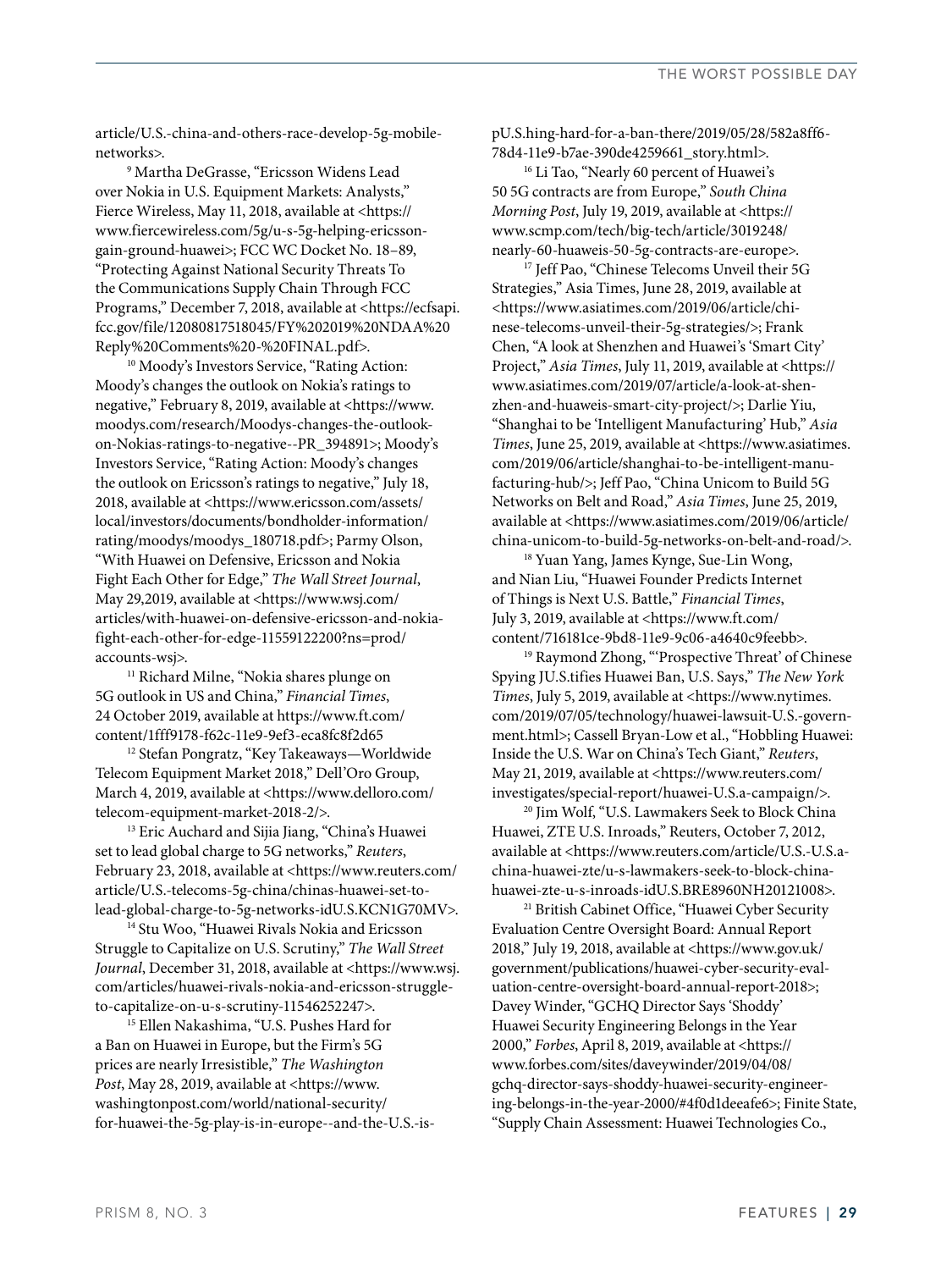article/U.S.-china-and-others-race-develop-5g-mobile-networks>.

[9] Martha DeGrasse, "Ericsson Widens Lead over Nokia in U.S. Equipment Markets: Analysts," Fierce Wireless, May 11, 2018, available at <https://www.fiercewireless.com/5g/u-s-5g-helping-ericsson-gain-ground-huawei>; FCC WC Docket No. 18–89, "Protecting Against National Security Threats To the Communications Supply Chain Through FCC Programs," December 7, 2018, available at <https://ecfsapi.fcc.gov/file/12080817518045/FY%202019%20NDAA%20Reply%20Comments%20-%20FINAL.pdf>.

[10] Moody's Investors Service, "Rating Action: Moody's changes the outlook on Nokia's ratings to negative," February 8, 2019, available at <https://www.moodys.com/research/Moodys-changes-the-outlook-on-Nokias-ratings-to-negative--PR_394891>; Moody's Investors Service, "Rating Action: Moody's changes the outlook on Ericsson's ratings to negative," July 18, 2018, available at <https://www.ericsson.com/assets/local/investors/documents/bondholder-information/rating/moodys/moodys_180718.pdf>; Parmy Olson, "With Huawei on Defensive, Ericsson and Nokia Fight Each Other for Edge," *The Wall Street Journal*, May 29,2019, available at <https://www.wsj.com/articles/with-huawei-on-defensive-ericsson-and-nokia-fight-each-other-for-edge-11559122200?ns=prod/accounts-wsj>.

[11] Richard Milne, "Nokia shares plunge on 5G outlook in US and China," *Financial Times*, 24 October 2019, available at https://www.ft.com/content/1fff9178-f62c-11e9-9ef3-eca8fc8f2d65

[12] Stefan Pongratz, "Key Takeaways—Worldwide Telecom Equipment Market 2018," Dell'Oro Group, March 4, 2019, available at <https://www.delloro.com/telecom-equipment-market-2018-2/>.

[13] Eric Auchard and Sijia Jiang, "China's Huawei set to lead global charge to 5G networks," *Reuters*, February 23, 2018, available at <https://www.reuters.com/article/U.S.-telecoms-5g-china/chinas-huawei-set-to-lead-global-charge-to-5g-networks-idU.S.KCN1G70MV>.

[14] Stu Woo, "Huawei Rivals Nokia and Ericsson Struggle to Capitalize on U.S. Scrutiny," *The Wall Street Journal*, December 31, 2018, available at <https://www.wsj.com/articles/huawei-rivals-nokia-and-ericsson-struggle-to-capitalize-on-u-s-scrutiny-11546252247>.

[15] Ellen Nakashima, "U.S. Pushes Hard for a Ban on Huawei in Europe, but the Firm's 5G prices are nearly Irresistible," *The Washington Post*, May 28, 2019, available at <https://www.washingtonpost.com/world/national-security/for-huawei-the-5g-play-is-in-europe--and-the-U.S.-is-pU.S.hing-hard-for-a-ban-there/2019/05/28/582a8ff6-78d4-11e9-b7ae-390de4259661_story.html>.

[16] Li Tao, "Nearly 60 percent of Huawei's 50 5G contracts are from Europe," *South China Morning Post*, July 19, 2019, available at <https://www.scmp.com/tech/big-tech/article/3019248/nearly-60-huaweis-50-5g-contracts-are-europe>.

[17] Jeff Pao, "Chinese Telecoms Unveil their 5G Strategies," Asia Times, June 28, 2019, available at <https://www.asiatimes.com/2019/06/article/chinese-telecoms-unveil-their-5g-strategies/>; Frank Chen, "A look at Shenzhen and Huawei's 'Smart City' Project," *Asia Times*, July 11, 2019, available at <https://www.asiatimes.com/2019/07/article/a-look-at-shenzhen-and-huaweis-smart-city-project/>; Darlie Yiu, "Shanghai to be 'Intelligent Manufacturing' Hub," *Asia Times*, June 25, 2019, available at <https://www.asiatimes.com/2019/06/article/shanghai-to-be-intelligent-manufacturing-hub/>; Jeff Pao, "China Unicom to Build 5G Networks on Belt and Road," *Asia Times*, June 25, 2019, available at <https://www.asiatimes.com/2019/06/article/china-unicom-to-build-5g-networks-on-belt-and-road/>.

[18] Yuan Yang, James Kynge, Sue-Lin Wong, and Nian Liu, "Huawei Founder Predicts Internet of Things is Next U.S. Battle," *Financial Times*, July 3, 2019, available at <https://www.ft.com/content/716181ce-9bd8-11e9-9c06-a4640c9feebb>.

[19] Raymond Zhong, "'Prospective Threat' of Chinese Spying JU.S.tifies Huawei Ban, U.S. Says," *The New York Times*, July 5, 2019, available at <https://www.nytimes.com/2019/07/05/technology/huawei-lawsuit-U.S.-government.html>; Cassell Bryan-Low et al., "Hobbling Huawei: Inside the U.S. War on China's Tech Giant," *Reuters*, May 21, 2019, available at <https://www.reuters.com/investigates/special-report/huawei-U.S.a-campaign/>.

[20] Jim Wolf, "U.S. Lawmakers Seek to Block China Huawei, ZTE U.S. Inroads," Reuters, October 7, 2012, available at <https://www.reuters.com/article/U.S.-U.S.a-china-huawei-zte/u-s-lawmakers-seek-to-block-china-huawei-zte-u-s-inroads-idU.S.BRE8960NH20121008>.

[21] British Cabinet Office, "Huawei Cyber Security Evaluation Centre Oversight Board: Annual Report 2018," July 19, 2018, available at <https://www.gov.uk/government/publications/huawei-cyber-security-evaluation-centre-oversight-board-annual-report-2018>; Davey Winder, "GCHQ Director Says 'Shoddy' Huawei Security Engineering Belongs in the Year 2000," *Forbes*, April 8, 2019, available at <https://www.forbes.com/sites/daveywinder/2019/04/08/gchq-director-says-shoddy-huawei-security-engineering-belongs-in-the-year-2000/#4f0d1deeafe6>; Finite State, "Supply Chain Assessment: Huawei Technologies Co.,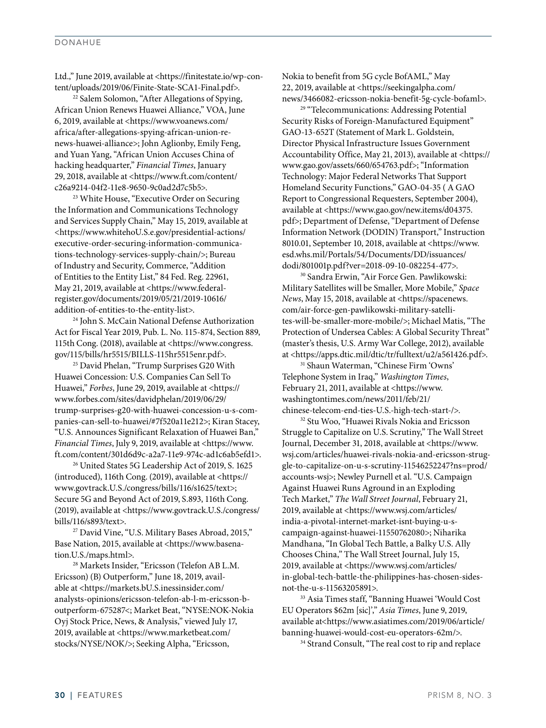Ltd.," June 2019, available at <https://finitestate.io/wp-content/uploads/2019/06/Finite-State-SCA1-Final.pdf>.

[22] Salem Solomon, "After Allegations of Spying, African Union Renews Huawei Alliance," VOA, June 6, 2019, available at <https://www.voanews.com/africa/after-allegations-spying-african-union-renews-huawei-alliance>; John Aglionby, Emily Feng, and Yuan Yang, "African Union Accuses China of hacking headquarter," *Financial Times*, January 29, 2018, available at <https://www.ft.com/content/c26a9214-04f2-11e8-9650-9c0ad2d7c5b5>.

[23] White House, "Executive Order on Securing the Information and Communications Technology and Services Supply Chain," May 15, 2019, available at <https://www.whitehoU.S.e.gov/presidential-actions/executive-order-securing-information-communications-technology-services-supply-chain/>; Bureau of Industry and Security, Commerce, "Addition of Entities to the Entity List," 84 Fed. Reg. 22961, May 21, 2019, available at <https://www.federalregister.gov/documents/2019/05/21/2019-10616/addition-of-entities-to-the-entity-list>.

[24] John S. McCain National Defense Authorization Act for Fiscal Year 2019, Pub. L. No. 115-874, Section 889, 115th Cong. (2018), available at <https://www.congress.gov/115/bills/hr5515/BILLS-115hr5515enr.pdf>.

[25] David Phelan, "Trump Surprises G20 With Huawei Concession: U.S. Companies Can Sell To Huawei," *Forbes*, June 29, 2019, available at <https://www.forbes.com/sites/davidphelan/2019/06/29/trump-surprises-g20-with-huawei-concession-u-s-companies-can-sell-to-huawei/#7f520a11e212>; Kiran Stacey, "U.S. Announces Significant Relaxation of Huawei Ban," *Financial Times*, July 9, 2019, available at <https://www.ft.com/content/301d6d9c-a2a7-11e9-974c-ad1c6ab5efd1>.

[26] United States 5G Leadership Act of 2019, S. 1625 (introduced), 116th Cong. (2019), available at <https://www.govtrack.U.S./congress/bills/116/s1625/text>; Secure 5G and Beyond Act of 2019, S.893, 116th Cong. (2019), available at <https://www.govtrack.U.S./congress/bills/116/s893/text>.

[27] David Vine, "U.S. Military Bases Abroad, 2015," Base Nation, 2015, available at <https://www.basenation.U.S./maps.html>.

[28] Markets Insider, "Ericsson (Telefon AB L.M. Ericsson) (B) Outperform," June 18, 2019, available at <https://markets.bU.S.inessinsider.com/analysts-opinions/ericsson-telefon-ab-l-m-ericsson-b-outperform-675287<; Market Beat, "NYSE:NOK-Nokia Oyj Stock Price, News, & Analysis," viewed July 17, 2019, available at <https://www.marketbeat.com/stocks/NYSE/NOK/>; Seeking Alpha, "Ericsson, Nokia to benefit from 5G cycle BofAML," May 22, 2019, available at <https://seekingalpha.com/news/3466082-ericsson-nokia-benefit-5g-cycle-bofaml>.

[29] "Telecommunications: Addressing Potential Security Risks of Foreign-Manufactured Equipment" GAO-13-652T (Statement of Mark L. Goldstein, Director Physical Infrastructure Issues Government Accountability Office, May 21, 2013), available at <https://www.gao.gov/assets/660/654763.pdf>; "Information Technology: Major Federal Networks That Support Homeland Security Functions," GAO-04-35 ( A GAO Report to Congressional Requesters, September 2004), available at <https://www.gao.gov/new.items/d04375.pdf>; Department of Defense, "Department of Defense Information Network (DODIN) Transport," Instruction 8010.01, September 10, 2018, available at <https://www.esd.whs.mil/Portals/54/Documents/DD/issuances/dodi/801001p.pdf?ver=2018-09-10-082254-477>.

[30] Sandra Erwin, "Air Force Gen. Pawlikowski: Military Satellites will be Smaller, More Mobile," *Space News*, May 15, 2018, available at <https://spacenews.com/air-force-gen-pawlikowski-military-satellites-will-be-smaller-more-mobile/>; Michael Matis, "The Protection of Undersea Cables: A Global Security Threat" (master's thesis, U.S. Army War College, 2012), available at <https://apps.dtic.mil/dtic/tr/fulltext/u2/a561426.pdf>.

[31] Shaun Waterman, "Chinese Firm 'Owns' Telephone System in Iraq," *Washington Times*, February 21, 2011, available at <https://www.washingtontimes.com/news/2011/feb/21/chinese-telecom-end-ties-U.S.-high-tech-start-/>.

[32] Stu Woo, "Huawei Rivals Nokia and Ericsson Struggle to Capitalize on U.S. Scrutiny," The Wall Street Journal, December 31, 2018, available at <https://www.wsj.com/articles/huawei-rivals-nokia-and-ericsson-struggle-to-capitalize-on-u-s-scrutiny-11546252247?ns=prod/accounts-wsj>; Newley Purnell et al. "U.S. Campaign Against Huawei Runs Aground in an Exploding Tech Market," *The Wall Street Journal*, February 21, 2019, available at <https://www.wsj.com/articles/india-a-pivotal-internet-market-isnt-buying-u-s-campaign-against-huawei-11550762080>; Niharika Mandhana, "In Global Tech Battle, a Balky U.S. Ally Chooses China," The Wall Street Journal, July 15, 2019, available at <https://www.wsj.com/articles/in-global-tech-battle-the-philippines-has-chosen-sides-not-the-u-s-11563205891>.

[33] Asia Times staff, "Banning Huawei 'Would Cost EU Operators $62m [sic]'," *Asia Times*, June 9, 2019, available at<https://www.asiatimes.com/2019/06/article/banning-huawei-would-cost-eu-operators-62m/>.

[34] Strand Consult, "The real cost to rip and replace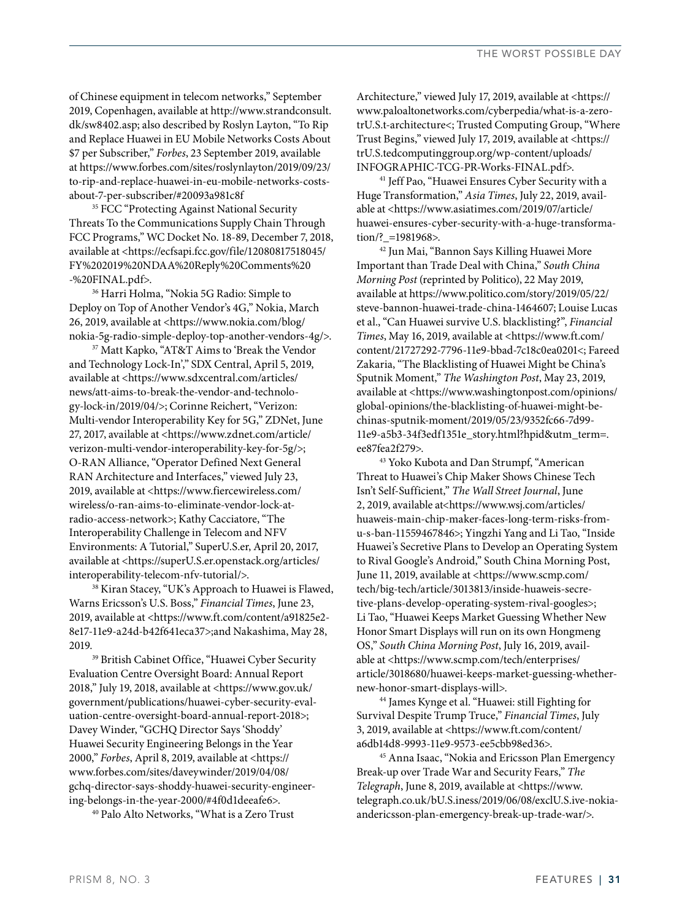of Chinese equipment in telecom networks," September 2019, Copenhagen, available at http://www.strandconsult.dk/sw8402.asp; also described by Roslyn Layton, "To Rip and Replace Huawei in EU Mobile Networks Costs About $7 per Subscriber," *Forbes*, 23 September 2019, available at https://www.forbes.com/sites/roslynlayton/2019/09/23/to-rip-and-replace-huawei-in-eu-mobile-networks-costs-about-7-per-subscriber/#20093a981c8f

[35] FCC "Protecting Against National Security Threats To the Communications Supply Chain Through FCC Programs," WC Docket No. 18-89, December 7, 2018, available at <https://ecfsapi.fcc.gov/file/12080817518045/FY%202019%20NDAA%20Reply%20Comments%20-%20FINAL.pdf>.

[36] Harri Holma, "Nokia 5G Radio: Simple to Deploy on Top of Another Vendor's 4G," Nokia, March 26, 2019, available at <https://www.nokia.com/blog/nokia-5g-radio-simple-deploy-top-another-vendors-4g/>.

[37] Matt Kapko, "AT&T Aims to 'Break the Vendor and Technology Lock-In'," SDX Central, April 5, 2019, available at <https://www.sdxcentral.com/articles/news/att-aims-to-break-the-vendor-and-technology-lock-in/2019/04/>; Corinne Reichert, "Verizon: Multi-vendor Interoperability Key for 5G," ZDNet, June 27, 2017, available at <https://www.zdnet.com/article/verizon-multi-vendor-interoperability-key-for-5g/>; O-RAN Alliance, "Operator Defined Next General RAN Architecture and Interfaces," viewed July 23, 2019, available at <https://www.fiercewireless.com/wireless/o-ran-aims-to-eliminate-vendor-lock-at-radio-access-network>; Kathy Cacciatore, "The Interoperability Challenge in Telecom and NFV Environments: A Tutorial," SuperU.S.er, April 20, 2017, available at <https://superU.S.er.openstack.org/articles/interoperability-telecom-nfv-tutorial/>.

[38] Kiran Stacey, "UK's Approach to Huawei is Flawed, Warns Ericsson's U.S. Boss," *Financial Times*, June 23, 2019, available at <https://www.ft.com/content/a91825e2-8e17-11e9-a24d-b42f641eca37>;and Nakashima, May 28, 2019.

[39] British Cabinet Office, "Huawei Cyber Security Evaluation Centre Oversight Board: Annual Report 2018," July 19, 2018, available at <https://www.gov.uk/government/publications/huawei-cyber-security-evaluation-centre-oversight-board-annual-report-2018>; Davey Winder, "GCHQ Director Says 'Shoddy' Huawei Security Engineering Belongs in the Year 2000," *Forbes*, April 8, 2019, available at <https://www.forbes.com/sites/daveywinder/2019/04/08/gchq-director-says-shoddy-huawei-security-engineering-belongs-in-the-year-2000/#4f0d1deeafe6>.

[40] Palo Alto Networks, "What is a Zero Trust Architecture," viewed July 17, 2019, available at <https://www.paloaltonetworks.com/cyberpedia/what-is-a-zero-trU.S.t-architecture<; Trusted Computing Group, "Where Trust Begins," viewed July 17, 2019, available at <https://trU.S.tedcomputinggroup.org/wp-content/uploads/INFOGRAPHIC-TCG-PR-Works-FINAL.pdf>.

[41] Jeff Pao, "Huawei Ensures Cyber Security with a Huge Transformation," *Asia Times*, July 22, 2019, available at <https://www.asiatimes.com/2019/07/article/huawei-ensures-cyber-security-with-a-huge-transformation/?_=1981968>.

[42] Jun Mai, "Bannon Says Killing Huawei More Important than Trade Deal with China," *South China Morning Post* (reprinted by Politico), 22 May 2019, available at https://www.politico.com/story/2019/05/22/steve-bannon-huawei-trade-china-1464607; Louise Lucas et al., "Can Huawei survive U.S. blacklisting?", *Financial Times*, May 16, 2019, available at <https://www.ft.com/content/21727292-7796-11e9-bbad-7c18c0ea0201<; Fareed Zakaria, "The Blacklisting of Huawei Might Be China's Sputnik Moment," *The Washington Post*, May 23, 2019, available at <https://www.washingtonpost.com/opinions/global-opinions/the-blacklisting-of-huawei-might-be-chinas-sputnik-moment/2019/05/23/9352fc66-7d99-11e9-a5b3-34f3edf1351e_story.html?hpid&utm_term=.ee87fea2f279>.

[43] Yoko Kubota and Dan Strumpf, "American Threat to Huawei's Chip Maker Shows Chinese Tech Isn't Self-Sufficient," *The Wall Street Journal*, June 2, 2019, available at<https://www.wsj.com/articles/huaweis-main-chip-maker-faces-long-term-risks-from-u-s-ban-11559467846>; Yingzhi Yang and Li Tao, "Inside Huawei's Secretive Plans to Develop an Operating System to Rival Google's Android," South China Morning Post, June 11, 2019, available at <https://www.scmp.com/tech/big-tech/article/3013813/inside-huaweis-secretive-plans-develop-operating-system-rival-googles>; Li Tao, "Huawei Keeps Market Guessing Whether New Honor Smart Displays will run on its own Hongmeng OS," *South China Morning Post*, July 16, 2019, available at <https://www.scmp.com/tech/enterprises/article/3018680/huawei-keeps-market-guessing-whether-new-honor-smart-displays-will>.

[44] James Kynge et al. "Huawei: still Fighting for Survival Despite Trump Truce," *Financial Times*, July 3, 2019, available at <https://www.ft.com/content/a6db14d8-9993-11e9-9573-ee5cbb98ed36>.

[45] Anna Isaac, "Nokia and Ericsson Plan Emergency Break-up over Trade War and Security Fears," *The Telegraph*, June 8, 2019, available at <https://www.telegraph.co.uk/bU.S.iness/2019/06/08/exclU.S.ive-nokia-andericsson-plan-emergency-break-up-trade-war/>.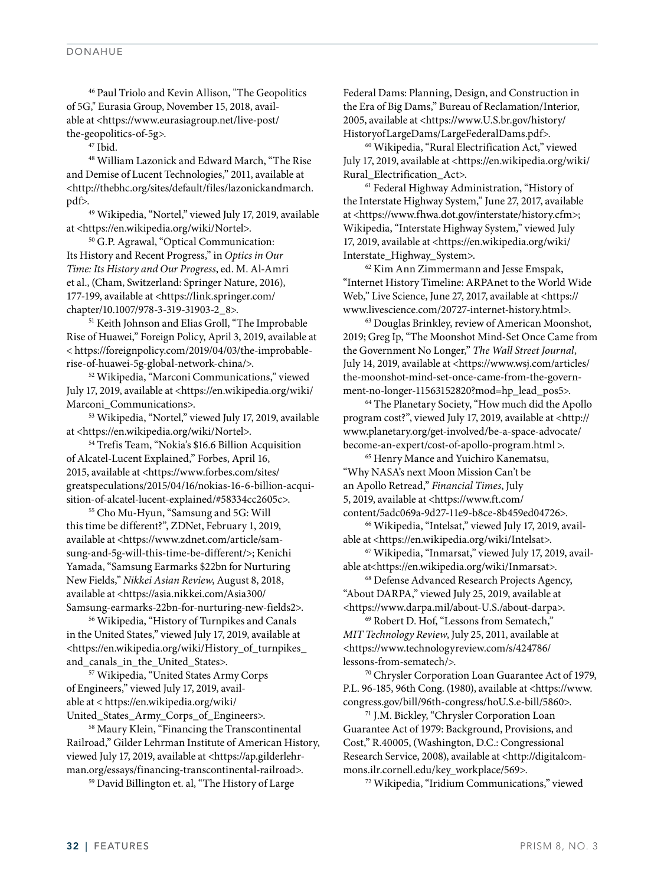[46] Paul Triolo and Kevin Allison, "The Geopolitics of 5G," Eurasia Group, November 15, 2018, available at <https://www.eurasiagroup.net/live-post/the-geopolitics-of-5g>.

[47] Ibid.

[48] William Lazonick and Edward March, "The Rise and Demise of Lucent Technologies," 2011, available at <http://thebhc.org/sites/default/files/lazonickandmarch.pdf>.

[49] Wikipedia, "Nortel," viewed July 17, 2019, available at <https://en.wikipedia.org/wiki/Nortel>.

[50] G.P. Agrawal, "Optical Communication: Its History and Recent Progress," in *Optics in Our Time: Its History and Our Progress*, ed. M. Al-Amri et al., (Cham, Switzerland: Springer Nature, 2016), 177-199, available at <https://link.springer.com/chapter/10.1007/978-3-319-31903-2_8>.

[51] Keith Johnson and Elias Groll, "The Improbable Rise of Huawei," Foreign Policy, April 3, 2019, available at < https://foreignpolicy.com/2019/04/03/the-improbable-rise-of-huawei-5g-global-network-china/>.

[52] Wikipedia, "Marconi Communications," viewed July 17, 2019, available at <https://en.wikipedia.org/wiki/Marconi_Communications>.

[53] Wikipedia, "Nortel," viewed July 17, 2019, available at <https://en.wikipedia.org/wiki/Nortel>.

[54] Trefis Team, "Nokia's $16.6 Billion Acquisition of Alcatel-Lucent Explained," Forbes, April 16, 2015, available at <https://www.forbes.com/sites/greatspeculations/2015/04/16/nokias-16-6-billion-acquisition-of-alcatel-lucent-explained/#58334cc2605c>.

[55] Cho Mu-Hyun, "Samsung and 5G: Will this time be different?", ZDNet, February 1, 2019, available at <https://www.zdnet.com/article/samsung-and-5g-will-this-time-be-different/>; Kenichi Yamada, "Samsung Earmarks $22bn for Nurturing New Fields," *Nikkei Asian Review*, August 8, 2018, available at <https://asia.nikkei.com/Asia300/Samsung-earmarks-22bn-for-nurturing-new-fields2>.

[56] Wikipedia, "History of Turnpikes and Canals in the United States," viewed July 17, 2019, available at <https://en.wikipedia.org/wiki/History_of_turnpikes_and_canals_in_the_United_States>.

[57] Wikipedia, "United States Army Corps of Engineers," viewed July 17, 2019, available at < https://en.wikipedia.org/wiki/United_States_Army_Corps_of_Engineers>.

[58] Maury Klein, "Financing the Transcontinental Railroad," Gilder Lehrman Institute of American History, viewed July 17, 2019, available at <https://ap.gilderlehrman.org/essays/financing-transcontinental-railroad>.

[59] David Billington et. al, "The History of Large Federal Dams: Planning, Design, and Construction in the Era of Big Dams," Bureau of Reclamation/Interior, 2005, available at <https://www.U.S.br.gov/history/HistoryofLargeDams/LargeFederalDams.pdf>.

[60] Wikipedia, "Rural Electrification Act," viewed July 17, 2019, available at <https://en.wikipedia.org/wiki/Rural_Electrification_Act>.

[61] Federal Highway Administration, "History of the Interstate Highway System," June 27, 2017, available at <https://www.fhwa.dot.gov/interstate/history.cfm>; Wikipedia, "Interstate Highway System," viewed July 17, 2019, available at <https://en.wikipedia.org/wiki/Interstate_Highway_System>.

[62] Kim Ann Zimmermann and Jesse Emspak, "Internet History Timeline: ARPAnet to the World Wide Web," Live Science, June 27, 2017, available at <https://www.livescience.com/20727-internet-history.html>.

[63] Douglas Brinkley, review of American Moonshot, 2019; Greg Ip, "The Moonshot Mind-Set Once Came from the Government No Longer," *The Wall Street Journal*, July 14, 2019, available at <https://www.wsj.com/articles/the-moonshot-mind-set-once-came-from-the-government-no-longer-11563152820?mod=hp_lead_pos5>.

[64] The Planetary Society, "How much did the Apollo program cost?", viewed July 17, 2019, available at <http://www.planetary.org/get-involved/be-a-space-advocate/become-an-expert/cost-of-apollo-program.html >.

[65] Henry Mance and Yuichiro Kanematsu, "Why NASA's next Moon Mission Can't be an Apollo Retread," *Financial Times*, July 5, 2019, available at <https://www.ft.com/content/5adc069a-9d27-11e9-b8ce-8b459ed04726>.

[66] Wikipedia, "Intelsat," viewed July 17, 2019, available at <https://en.wikipedia.org/wiki/Intelsat>.

[67] Wikipedia, "Inmarsat," viewed July 17, 2019, available at<https://en.wikipedia.org/wiki/Inmarsat>.

[68] Defense Advanced Research Projects Agency, "About DARPA," viewed July 25, 2019, available at <https://www.darpa.mil/about-U.S./about-darpa>.

[69] Robert D. Hof, "Lessons from Sematech," *MIT Technology Review*, July 25, 2011, available at <https://www.technologyreview.com/s/424786/lessons-from-sematech/>.

[70] Chrysler Corporation Loan Guarantee Act of 1979, P.L. 96-185, 96th Cong. (1980), available at <https://www.congress.gov/bill/96th-congress/hoU.S.e-bill/5860>.

[71] J.M. Bickley, "Chrysler Corporation Loan Guarantee Act of 1979: Background, Provisions, and Cost," R.40005, (Washington, D.C.: Congressional Research Service, 2008), available at <http://digitalcommons.ilr.cornell.edu/key_workplace/569>.

[72] Wikipedia, "Iridium Communications," viewed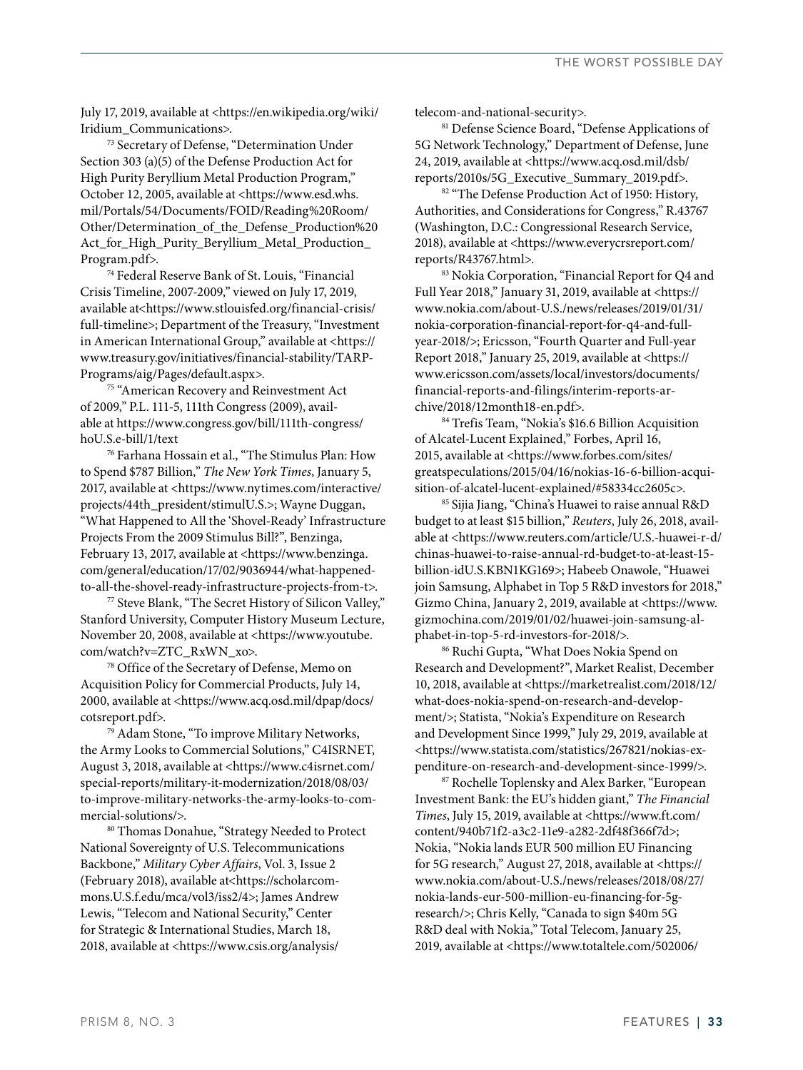July 17, 2019, available at <https://en.wikipedia.org/wiki/Iridium_Communications>.

[73] Secretary of Defense, "Determination Under Section 303 (a)(5) of the Defense Production Act for High Purity Beryllium Metal Production Program," October 12, 2005, available at <https://www.esd.whs.mil/Portals/54/Documents/FOID/Reading%20Room/Other/Determination_of_the_Defense_Production%20Act_for_High_Purity_Beryllium_Metal_Production_Program.pdf>.

[74] Federal Reserve Bank of St. Louis, "Financial Crisis Timeline, 2007-2009," viewed on July 17, 2019, available at<https://www.stlouisfed.org/financial-crisis/full-timeline>; Department of the Treasury, "Investment in American International Group," available at <https://www.treasury.gov/initiatives/financial-stability/TARP-Programs/aig/Pages/default.aspx>.

[75] "American Recovery and Reinvestment Act of 2009," P.L. 111-5, 111th Congress (2009), available at https://www.congress.gov/bill/111th-congress/hoU.S.e-bill/1/text

[76] Farhana Hossain et al., "The Stimulus Plan: How to Spend $787 Billion," *The New York Times*, January 5, 2017, available at <https://www.nytimes.com/interactive/projects/44th_president/stimulU.S.>; Wayne Duggan, "What Happened to All the 'Shovel-Ready' Infrastructure Projects From the 2009 Stimulus Bill?", Benzinga, February 13, 2017, available at <https://www.benzinga.com/general/education/17/02/9036944/what-happened-to-all-the-shovel-ready-infrastructure-projects-from-t>.

[77] Steve Blank, "The Secret History of Silicon Valley," Stanford University, Computer History Museum Lecture, November 20, 2008, available at <https://www.youtube.com/watch?v=ZTC_RxWN_xo>.

[78] Office of the Secretary of Defense, Memo on Acquisition Policy for Commercial Products, July 14, 2000, available at <https://www.acq.osd.mil/dpap/docs/cotsreport.pdf>.

[79] Adam Stone, "To improve Military Networks, the Army Looks to Commercial Solutions," C4ISRNET, August 3, 2018, available at <https://www.c4isrnet.com/special-reports/military-it-modernization/2018/08/03/to-improve-military-networks-the-army-looks-to-commercial-solutions/>.

[80] Thomas Donahue, "Strategy Needed to Protect National Sovereignty of U.S. Telecommunications Backbone," *Military Cyber Affairs*, Vol. 3, Issue 2 (February 2018), available at<https://scholarcommons.U.S.f.edu/mca/vol3/iss2/4>; James Andrew Lewis, "Telecom and National Security," Center for Strategic & International Studies, March 18, 2018, available at <https://www.csis.org/analysis/telecom-and-national-security>.

[81] Defense Science Board, "Defense Applications of 5G Network Technology," Department of Defense, June 24, 2019, available at <https://www.acq.osd.mil/dsb/reports/2010s/5G_Executive_Summary_2019.pdf>.

[82] "The Defense Production Act of 1950: History, Authorities, and Considerations for Congress," R.43767 (Washington, D.C.: Congressional Research Service, 2018), available at <https://www.everycrsreport.com/reports/R43767.html>.

[83] Nokia Corporation, "Financial Report for Q4 and Full Year 2018," January 31, 2019, available at <https://www.nokia.com/about-U.S./news/releases/2019/01/31/nokia-corporation-financial-report-for-q4-and-full-year-2018/>; Ericsson, "Fourth Quarter and Full-year Report 2018," January 25, 2019, available at <https://www.ericsson.com/assets/local/investors/documents/financial-reports-and-filings/interim-reports-archive/2018/12month18-en.pdf>.

[84] Trefis Team, "Nokia's $16.6 Billion Acquisition of Alcatel-Lucent Explained," Forbes, April 16, 2015, available at <https://www.forbes.com/sites/greatspeculations/2015/04/16/nokias-16-6-billion-acquisition-of-alcatel-lucent-explained/#58334cc2605c>.

[85] Sijia Jiang, "China's Huawei to raise annual R&D budget to at least $15 billion," *Reuters*, July 26, 2018, available at <https://www.reuters.com/article/U.S.-huawei-r-d/chinas-huawei-to-raise-annual-rd-budget-to-at-least-15-billion-idU.S.KBN1KG169>; Habeeb Onawole, "Huawei join Samsung, Alphabet in Top 5 R&D investors for 2018," Gizmo China, January 2, 2019, available at <https://www.gizmochina.com/2019/01/02/huawei-join-samsung-alphabet-in-top-5-rd-investors-for-2018/>.

[86] Ruchi Gupta, "What Does Nokia Spend on Research and Development?", Market Realist, December 10, 2018, available at <https://marketrealist.com/2018/12/what-does-nokia-spend-on-research-and-development/>; Statista, "Nokia's Expenditure on Research and Development Since 1999," July 29, 2019, available at <https://www.statista.com/statistics/267821/nokias-expenditure-on-research-and-development-since-1999/>.

[87] Rochelle Toplensky and Alex Barker, "European Investment Bank: the EU's hidden giant," *The Financial Times*, July 15, 2019, available at <https://www.ft.com/content/940b71f2-a3c2-11e9-a282-2df48f366f7d>; Nokia, "Nokia lands EUR 500 million EU Financing for 5G research," August 27, 2018, available at <https://www.nokia.com/about-U.S./news/releases/2018/08/27/nokia-lands-eur-500-million-eu-financing-for-5g-research/>; Chris Kelly, "Canada to sign $40m 5G R&D deal with Nokia," Total Telecom, January 25, 2019, available at <https://www.totaltele.com/502006/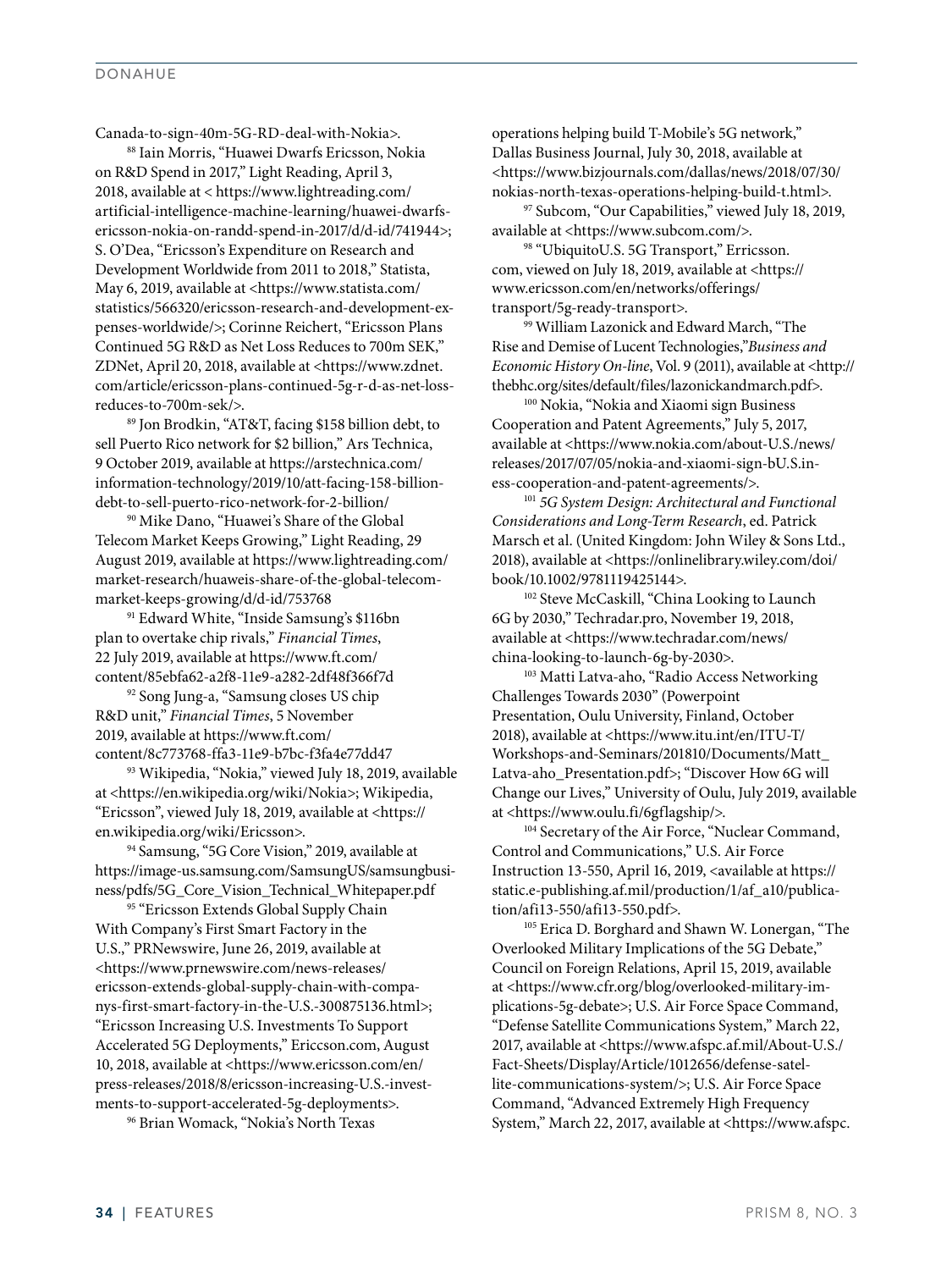Canada-to-sign-40m-5G-RD-deal-with-Nokia>.

[88] Iain Morris, "Huawei Dwarfs Ericsson, Nokia on R&D Spend in 2017," Light Reading, April 3, 2018, available at < https://www.lightreading.com/artificial-intelligence-machine-learning/huawei-dwarfs-ericsson-nokia-on-randd-spend-in-2017/d/d-id/741944>; S. O'Dea, "Ericsson's Expenditure on Research and Development Worldwide from 2011 to 2018," Statista, May 6, 2019, available at <https://www.statista.com/statistics/566320/ericsson-research-and-development-expenses-worldwide/>; Corinne Reichert, "Ericsson Plans Continued 5G R&D as Net Loss Reduces to 700m SEK," ZDNet, April 20, 2018, available at <https://www.zdnet.com/article/ericsson-plans-continued-5g-r-d-as-net-loss-reduces-to-700m-sek/>.

[89] Jon Brodkin, "AT&T, facing $158 billion debt, to sell Puerto Rico network for $2 billion," Ars Technica, 9 October 2019, available at https://arstechnica.com/information-technology/2019/10/att-facing-158-billion-debt-to-sell-puerto-rico-network-for-2-billion/

[90] Mike Dano, "Huawei's Share of the Global Telecom Market Keeps Growing," Light Reading, 29 August 2019, available at https://www.lightreading.com/market-research/huaweis-share-of-the-global-telecom-market-keeps-growing/d/d-id/753768

[91] Edward White, "Inside Samsung's $116bn plan to overtake chip rivals," *Financial Times*, 22 July 2019, available at https://www.ft.com/content/85ebfa62-a2f8-11e9-a282-2df48f366f7d

[92] Song Jung-a, "Samsung closes US chip R&D unit," *Financial Times*, 5 November 2019, available at https://www.ft.com/content/8c773768-ffa3-11e9-b7bc-f3fa4e77dd47

[93] Wikipedia, "Nokia," viewed July 18, 2019, available at <https://en.wikipedia.org/wiki/Nokia>; Wikipedia, "Ericsson", viewed July 18, 2019, available at <https://en.wikipedia.org/wiki/Ericsson>.

[94] Samsung, "5G Core Vision," 2019, available at https://image-us.samsung.com/SamsungUS/samsungbusiness/pdfs/5G_Core_Vision_Technical_Whitepaper.pdf

[95] "Ericsson Extends Global Supply Chain With Company's First Smart Factory in the U.S.," PRNewswire, June 26, 2019, available at <https://www.prnewswire.com/news-releases/ericsson-extends-global-supply-chain-with-companys-first-smart-factory-in-the-U.S.-300875136.html>; "Ericsson Increasing U.S. Investments To Support Accelerated 5G Deployments," Ericcson.com, August 10, 2018, available at <https://www.ericsson.com/en/press-releases/2018/8/ericsson-increasing-U.S.-investments-to-support-accelerated-5g-deployments>.

[96] Brian Womack, "Nokia's North Texas operations helping build T-Mobile's 5G network," Dallas Business Journal, July 30, 2018, available at <https://www.bizjournals.com/dallas/news/2018/07/30/nokias-north-texas-operations-helping-build-t.html>.

[97] Subcom, "Our Capabilities," viewed July 18, 2019, available at <https://www.subcom.com/>.

[98] "UbiquitoU.S. 5G Transport," Erricsson.com, viewed on July 18, 2019, available at <https://www.ericsson.com/en/networks/offerings/transport/5g-ready-transport>.

[99] William Lazonick and Edward March, "The Rise and Demise of Lucent Technologies,"*Business and Economic History On-line*, Vol. 9 (2011), available at <http://thebhc.org/sites/default/files/lazonickandmarch.pdf>.

[100] Nokia, "Nokia and Xiaomi sign Business Cooperation and Patent Agreements," July 5, 2017, available at <https://www.nokia.com/about-U.S./news/releases/2017/07/05/nokia-and-xiaomi-sign-bU.S.iness-cooperation-and-patent-agreements/>.

[101] *5G System Design: Architectural and Functional Considerations and Long-Term Research*, ed. Patrick Marsch et al. (United Kingdom: John Wiley & Sons Ltd., 2018), available at <https://onlinelibrary.wiley.com/doi/book/10.1002/9781119425144>.

[102] Steve McCaskill, "China Looking to Launch 6G by 2030," Techradar.pro, November 19, 2018, available at <https://www.techradar.com/news/china-looking-to-launch-6g-by-2030>.

[103] Matti Latva-aho, "Radio Access Networking Challenges Towards 2030" (Powerpoint Presentation, Oulu University, Finland, October 2018), available at <https://www.itu.int/en/ITU-T/Workshops-and-Seminars/201810/Documents/Matt_Latva-aho_Presentation.pdf>; "Discover How 6G will Change our Lives," University of Oulu, July 2019, available at <https://www.oulu.fi/6gflagship/>.

[104] Secretary of the Air Force, "Nuclear Command, Control and Communications," U.S. Air Force Instruction 13-550, April 16, 2019, <available at https://static.e-publishing.af.mil/production/1/af_a10/publication/afi13-550/afi13-550.pdf>.

[105] Erica D. Borghard and Shawn W. Lonergan, "The Overlooked Military Implications of the 5G Debate," Council on Foreign Relations, April 15, 2019, available at <https://www.cfr.org/blog/overlooked-military-implications-5g-debate>; U.S. Air Force Space Command, "Defense Satellite Communications System," March 22, 2017, available at <https://www.afspc.af.mil/About-U.S./Fact-Sheets/Display/Article/1012656/defense-satellite-communications-system/>; U.S. Air Force Space Command, "Advanced Extremely High Frequency System," March 22, 2017, available at <https://www.afspc.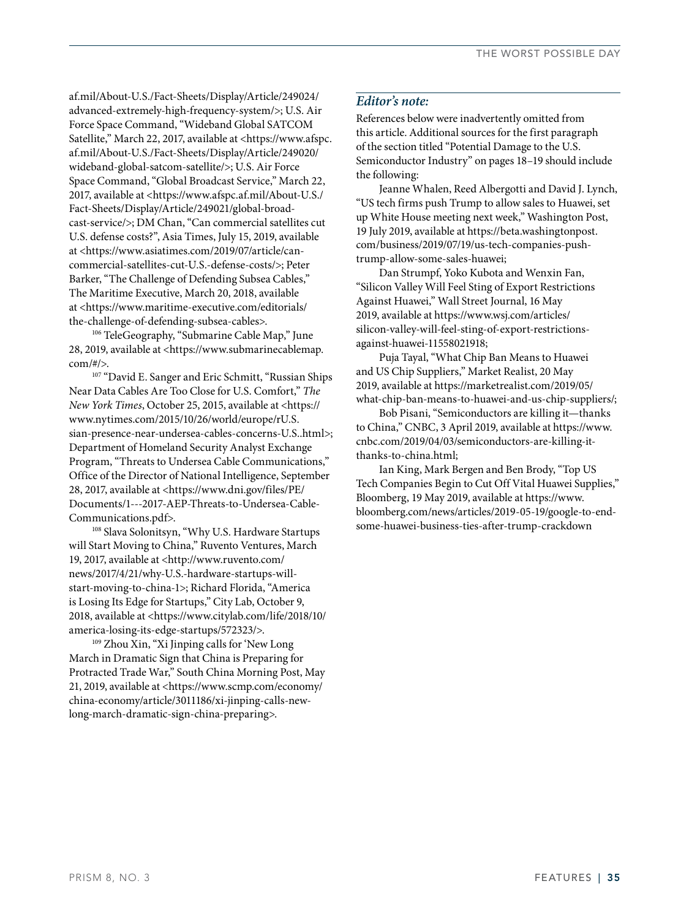af.mil/About-U.S./Fact-Sheets/Display/Article/249024/advanced-extremely-high-frequency-system/>; U.S. Air Force Space Command, "Wideband Global SATCOM Satellite," March 22, 2017, available at <https://www.afspc.af.mil/About-U.S./Fact-Sheets/Display/Article/249020/wideband-global-satcom-satellite/>; U.S. Air Force Space Command, "Global Broadcast Service," March 22, 2017, available at <https://www.afspc.af.mil/About-U.S./Fact-Sheets/Display/Article/249021/global-broadcast-service/>; DM Chan, "Can commercial satellites cut U.S. defense costs?", Asia Times, July 15, 2019, available at <https://www.asiatimes.com/2019/07/article/can-commercial-satellites-cut-U.S.-defense-costs/>; Peter Barker, "The Challenge of Defending Subsea Cables," The Maritime Executive, March 20, 2018, available at <https://www.maritime-executive.com/editorials/the-challenge-of-defending-subsea-cables>.

[106] TeleGeography, "Submarine Cable Map," June 28, 2019, available at <https://www.submarinecablemap.com/#/>.

[107] "David E. Sanger and Eric Schmitt, "Russian Ships Near Data Cables Are Too Close for U.S. Comfort," *The New York Times*, October 25, 2015, available at <https://www.nytimes.com/2015/10/26/world/europe/rU.S.sian-presence-near-undersea-cables-concerns-U.S..html>; Department of Homeland Security Analyst Exchange Program, "Threats to Undersea Cable Communications," Office of the Director of National Intelligence, September 28, 2017, available at <https://www.dni.gov/files/PE/Documents/1---2017-AEP-Threats-to-Undersea-Cable-Communications.pdf>.

[108] Slava Solonitsyn, "Why U.S. Hardware Startups will Start Moving to China," Ruvento Ventures, March 19, 2017, available at <http://www.ruvento.com/news/2017/4/21/why-U.S.-hardware-startups-will-start-moving-to-china-1>; Richard Florida, "America is Losing Its Edge for Startups," City Lab, October 9, 2018, available at <https://www.citylab.com/life/2018/10/america-losing-its-edge-startups/572323/>.

[109] Zhou Xin, "Xi Jinping calls for 'New Long March in Dramatic Sign that China is Preparing for Protracted Trade War," South China Morning Post, May 21, 2019, available at <https://www.scmp.com/economy/china-economy/article/3011186/xi-jinping-calls-new-long-march-dramatic-sign-china-preparing>.

### *Editor's note:*

References below were inadvertently omitted from this article. Additional sources for the first paragraph of the section titled "Potential Damage to the U.S. Semiconductor Industry" on pages 18–19 should include the following:

Jeanne Whalen, Reed Albergotti and David J. Lynch, "US tech firms push Trump to allow sales to Huawei, set up White House meeting next week," Washington Post, 19 July 2019, available at https://beta.washingtonpost.com/business/2019/07/19/us-tech-companies-push-trump-allow-some-sales-huawei;

Dan Strumpf, Yoko Kubota and Wenxin Fan, "Silicon Valley Will Feel Sting of Export Restrictions Against Huawei," Wall Street Journal, 16 May 2019, available at https://www.wsj.com/articles/silicon-valley-will-feel-sting-of-export-restrictions-against-huawei-11558021918;

Puja Tayal, "What Chip Ban Means to Huawei and US Chip Suppliers," Market Realist, 20 May 2019, available at https://marketrealist.com/2019/05/what-chip-ban-means-to-huawei-and-us-chip-suppliers/;

Bob Pisani, "Semiconductors are killing it—thanks to China," CNBC, 3 April 2019, available at https://www.cnbc.com/2019/04/03/semiconductors-are-killing-it-thanks-to-china.html;

Ian King, Mark Bergen and Ben Brody, "Top US Tech Companies Begin to Cut Off Vital Huawei Supplies," Bloomberg, 19 May 2019, available at https://www.bloomberg.com/news/articles/2019-05-19/google-to-end-some-huawei-business-ties-after-trump-crackdown